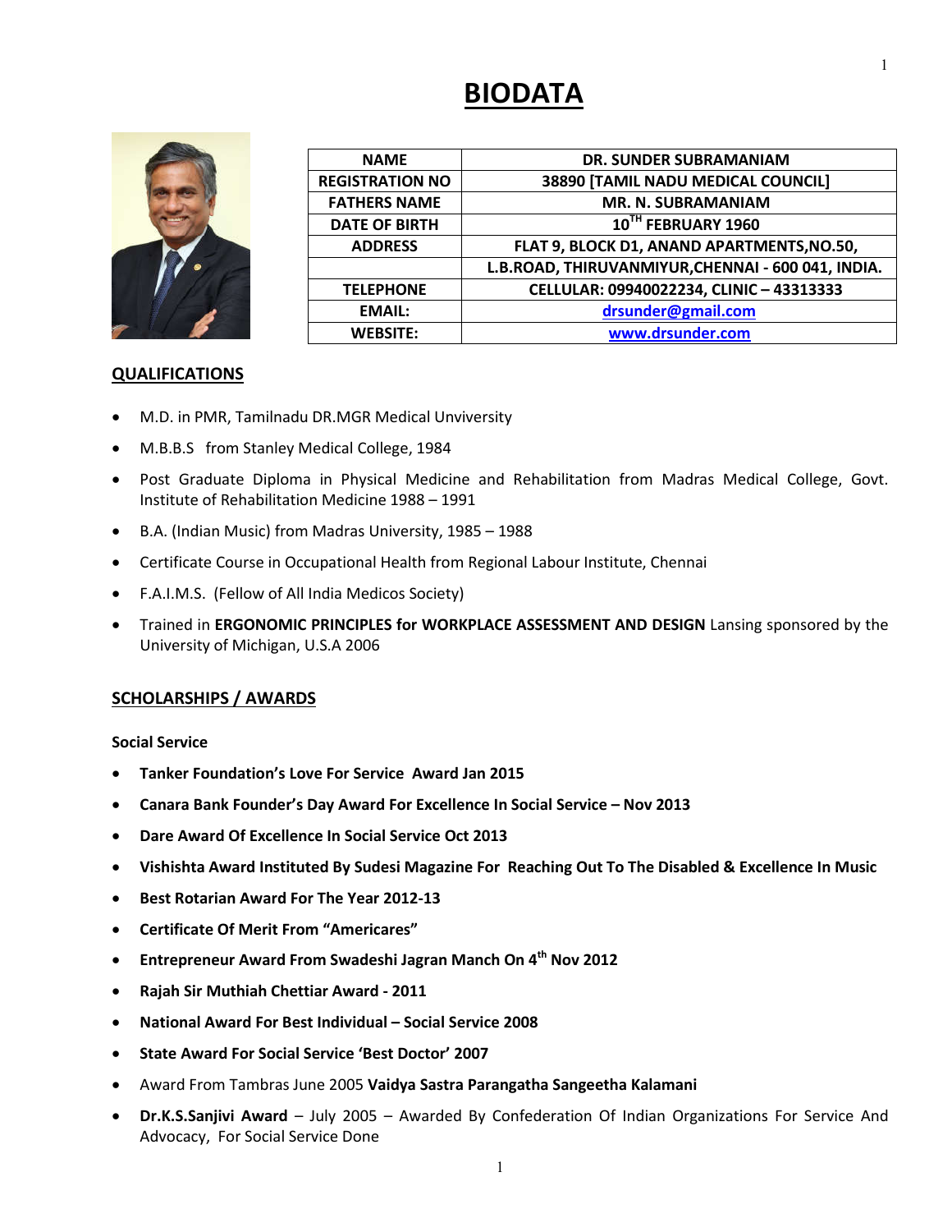# BIODATA

| NAME | DR. SUNDER SUBRAMANIAM |
|---|---|
| REGISTRATION NO | 38890 [TAMIL NADU MEDICAL COUNCIL] |
| FATHERS NAME | MR. N. SUBRAMANIAM |
| DATE OF BIRTH | 10TH FEBRUARY 1960 |
| ADDRESS | FLAT 9, BLOCK D1, ANAND APARTMENTS,NO.50, |
| | L.B.ROAD, THIRUVANMIYUR,CHENNAI - 600 041, INDIA. |
| TELEPHONE | CELLULAR: 09940022234, CLINIC – 43313333 |
| EMAIL: | drsunder@gmail.com |
| WEBSITE: | www.drsunder.com |

## QUALIFICATIONS

- M.D. in PMR, Tamilnadu DR.MGR Medical Unviversity
- M.B.B.S from Stanley Medical College, 1984
- Post Graduate Diploma in Physical Medicine and Rehabilitation from Madras Medical College, Govt. Institute of Rehabilitation Medicine 1988 – 1991
- B.A. (Indian Music) from Madras University, 1985 – 1988
- Certificate Course in Occupational Health from Regional Labour Institute, Chennai
- F.A.I.M.S. (Fellow of All India Medicos Society)
- Trained in **ERGONOMIC PRINCIPLES for WORKPLACE ASSESSMENT AND DESIGN** Lansing sponsored by the University of Michigan, U.S.A 2006

## SCHOLARSHIPS / AWARDS

**Social Service**

- **Tanker Foundation's Love For Service Award Jan 2015**
- **Canara Bank Founder's Day Award For Excellence In Social Service – Nov 2013**
- **Dare Award Of Excellence In Social Service Oct 2013**
- **Vishishta Award Instituted By Sudesi Magazine For Reaching Out To The Disabled & Excellence In Music**
- **Best Rotarian Award For The Year 2012-13**
- **Certificate Of Merit From "Americares"**
- **Entrepreneur Award From Swadeshi Jagran Manch On 4th Nov 2012**
- **Rajah Sir Muthiah Chettiar Award - 2011**
- **National Award For Best Individual – Social Service 2008**
- **State Award For Social Service 'Best Doctor' 2007**
- Award From Tambras June 2005 **Vaidya Sastra Parangatha Sangeetha Kalamani**
- **Dr.K.S.Sanjivi Award** – July 2005 – Awarded By Confederation Of Indian Organizations For Service And Advocacy, For Social Service Done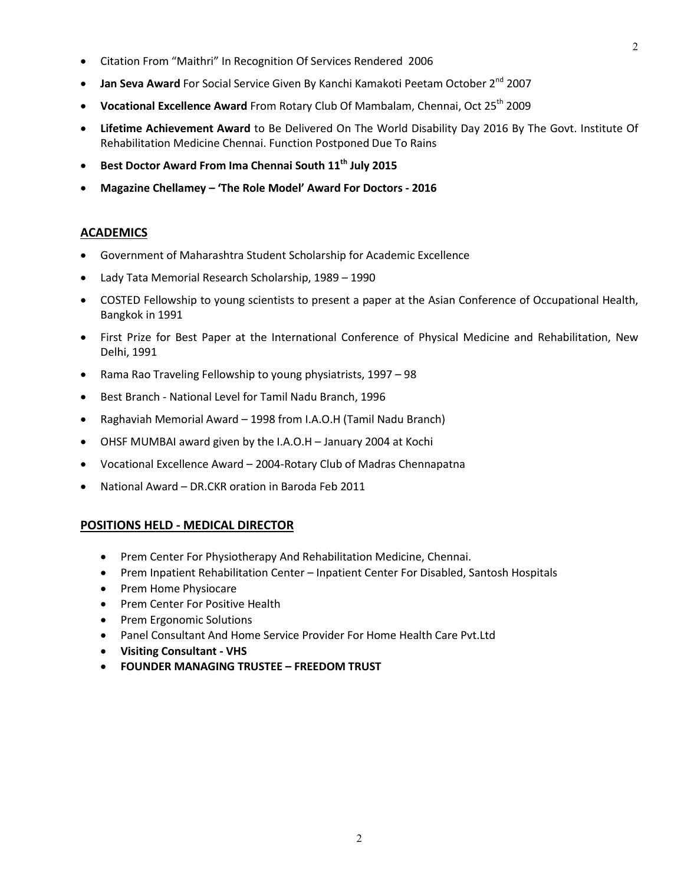- Citation From "Maithri" In Recognition Of Services Rendered 2006
- **Jan Seva Award** For Social Service Given By Kanchi Kamakoti Peetam October 2nd 2007
- **Vocational Excellence Award** From Rotary Club Of Mambalam, Chennai, Oct 25th 2009
- **Lifetime Achievement Award** to Be Delivered On The World Disability Day 2016 By The Govt. Institute Of Rehabilitation Medicine Chennai. Function Postponed Due To Rains
- **Best Doctor Award From Ima Chennai South 11th July 2015**
- **Magazine Chellamey – 'The Role Model' Award For Doctors - 2016**

## ACADEMICS

- Government of Maharashtra Student Scholarship for Academic Excellence
- Lady Tata Memorial Research Scholarship, 1989 – 1990
- COSTED Fellowship to young scientists to present a paper at the Asian Conference of Occupational Health, Bangkok in 1991
- First Prize for Best Paper at the International Conference of Physical Medicine and Rehabilitation, New Delhi, 1991
- Rama Rao Traveling Fellowship to young physiatrists, 1997 – 98
- Best Branch - National Level for Tamil Nadu Branch, 1996
- Raghaviah Memorial Award – 1998 from I.A.O.H (Tamil Nadu Branch)
- OHSF MUMBAI award given by the I.A.O.H – January 2004 at Kochi
- Vocational Excellence Award – 2004-Rotary Club of Madras Chennapatna
- National Award – DR.CKR oration in Baroda Feb 2011

## POSITIONS HELD - MEDICAL DIRECTOR

- Prem Center For Physiotherapy And Rehabilitation Medicine, Chennai.
- Prem Inpatient Rehabilitation Center – Inpatient Center For Disabled, Santosh Hospitals
- Prem Home Physiocare
- Prem Center For Positive Health
- Prem Ergonomic Solutions
- Panel Consultant And Home Service Provider For Home Health Care Pvt.Ltd
- **Visiting Consultant - VHS**
- **FOUNDER MANAGING TRUSTEE – FREEDOM TRUST**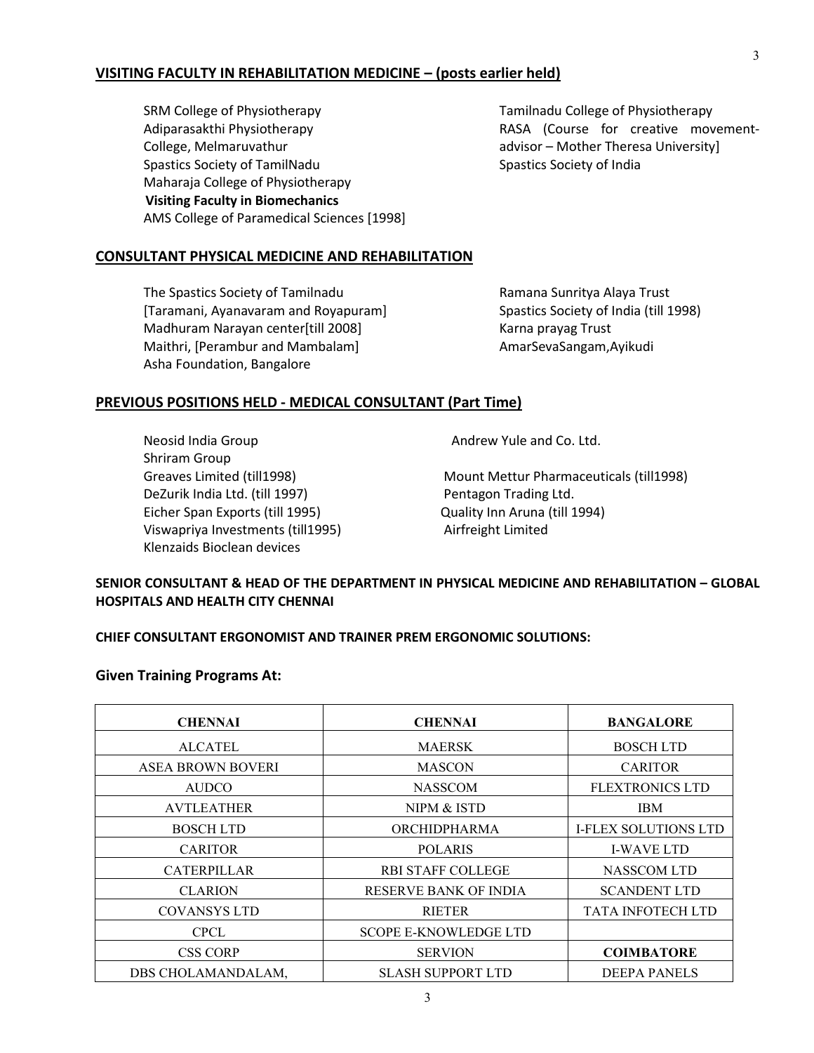## VISITING FACULTY IN REHABILITATION MEDICINE – (posts earlier held)

SRM College of Physiotherapy
Adiparasakthi Physiotherapy College, Melmaruvathur
Spastics Society of TamilNadu
Maharaja College of Physiotherapy
**Visiting Faculty in Biomechanics**
AMS College of Paramedical Sciences [1998]

Tamilnadu College of Physiotherapy
RASA (Course for creative movement-advisor – Mother Theresa University]
Spastics Society of India

## CONSULTANT PHYSICAL MEDICINE AND REHABILITATION

The Spastics Society of Tamilnadu [Taramani, Ayanavaram and Royapuram]
Madhuram Narayan center[till 2008]
Maithri, [Perambur and Mambalam]
Asha Foundation, Bangalore

Ramana Sunritya Alaya Trust
Spastics Society of India (till 1998)
Karna prayag Trust
AmarSevaSangam,Ayikudi

## PREVIOUS POSITIONS HELD - MEDICAL CONSULTANT (Part Time)

Neosid India Group
Shriram Group
Greaves Limited (till1998)
DeZurik India Ltd. (till 1997)
Eicher Span Exports (till 1995)
Viswapriya Investments (till1995)
Klenzaids Bioclean devices

Andrew Yule and Co. Ltd.
Mount Mettur Pharmaceuticals (till1998)
Pentagon Trading Ltd.
Quality Inn Aruna (till 1994)
Airfreight Limited

**SENIOR CONSULTANT & HEAD OF THE DEPARTMENT IN PHYSICAL MEDICINE AND REHABILITATION – GLOBAL HOSPITALS AND HEALTH CITY CHENNAI**

**CHIEF CONSULTANT ERGONOMIST AND TRAINER PREM ERGONOMIC SOLUTIONS:**

### Given Training Programs At:

| CHENNAI | CHENNAI | BANGALORE |
|---|---|---|
| ALCATEL | MAERSK | BOSCH LTD |
| ASEA BROWN BOVERI | MASCON | CARITOR |
| AUDCO | NASSCOM | FLEXTRONICS LTD |
| AVTLEATHER | NIPM & ISTD | IBM |
| BOSCH LTD | ORCHIDPHARMA | I-FLEX SOLUTIONS LTD |
| CARITOR | POLARIS | I-WAVE LTD |
| CATERPILLAR | RBI STAFF COLLEGE | NASSCOM LTD |
| CLARION | RESERVE BANK OF INDIA | SCANDENT LTD |
| COVANSYS LTD | RIETER | TATA INFOTECH LTD |
| CPCL | SCOPE E-KNOWLEDGE LTD | |
| CSS CORP | SERVION | **COIMBATORE** |
| DBS CHOLAMANDALAM, | SLASH SUPPORT LTD | DEEPA PANELS |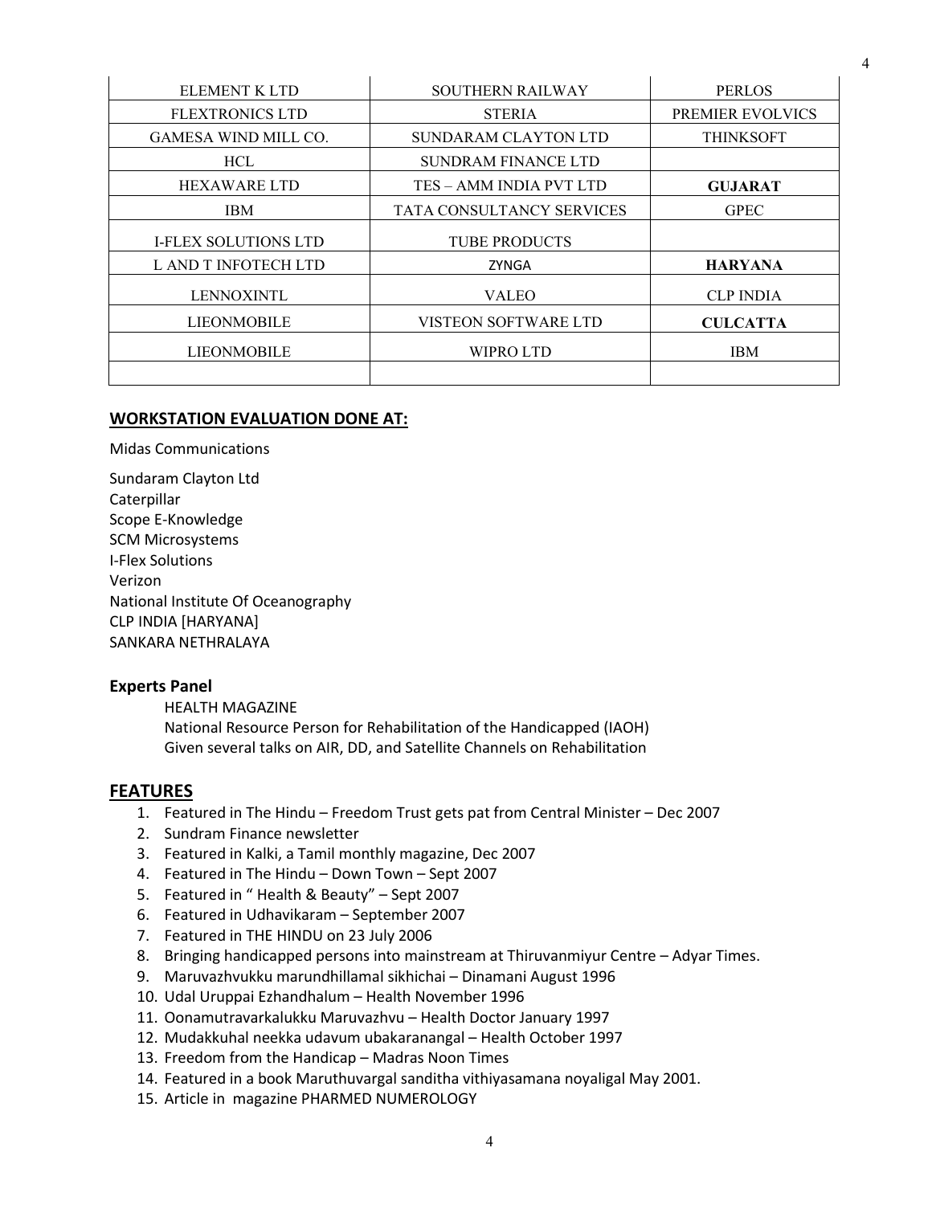| ELEMENT K LTD | SOUTHERN RAILWAY | PERLOS |
|---|---|---|
| FLEXTRONICS LTD | STERIA | PREMIER EVOLVICS |
| GAMESA WIND MILL CO. | SUNDARAM CLAYTON LTD | THINKSOFT |
| HCL | SUNDRAM FINANCE LTD | |
| HEXAWARE LTD | TES – AMM INDIA PVT LTD | **GUJARAT** |
| IBM | TATA CONSULTANCY SERVICES | GPEC |
| I-FLEX SOLUTIONS LTD | TUBE PRODUCTS | |
| L AND T INFOTECH LTD | ZYNGA | **HARYANA** |
| LENNOXINTL | VALEO | CLP INDIA |
| LIEONMOBILE | VISTEON SOFTWARE LTD | **CULCATTA** |
| LIEONMOBILE | WIPRO LTD | IBM |
| | | |

## WORKSTATION EVALUATION DONE AT:

Midas Communications

Sundaram Clayton Ltd
Caterpillar
Scope E-Knowledge
SCM Microsystems
I-Flex Solutions
Verizon
National Institute Of Oceanography
CLP INDIA [HARYANA]
SANKARA NETHRALAYA

### Experts Panel

HEALTH MAGAZINE
National Resource Person for Rehabilitation of the Handicapped (IAOH)
Given several talks on AIR, DD, and Satellite Channels on Rehabilitation

## FEATURES

1. Featured in The Hindu – Freedom Trust gets pat from Central Minister – Dec 2007
2. Sundram Finance newsletter
3. Featured in Kalki, a Tamil monthly magazine, Dec 2007
4. Featured in The Hindu – Down Town – Sept 2007
5. Featured in " Health & Beauty" – Sept 2007
6. Featured in Udhavikaram – September 2007
7. Featured in THE HINDU on 23 July 2006
8. Bringing handicapped persons into mainstream at Thiruvanmiyur Centre – Adyar Times.
9. Maruvazhvukku marundhillamal sikhichai – Dinamani August 1996
10. Udal Uruppai Ezhandhalum – Health November 1996
11. Oonamutravarkalukku Maruvazhvu – Health Doctor January 1997
12. Mudakkuhal neekka udavum ubakaranangal – Health October 1997
13. Freedom from the Handicap – Madras Noon Times
14. Featured in a book Maruthuvargal sanditha vithiyasamana noyaligal May 2001.
15. Article in magazine PHARMED NUMEROLOGY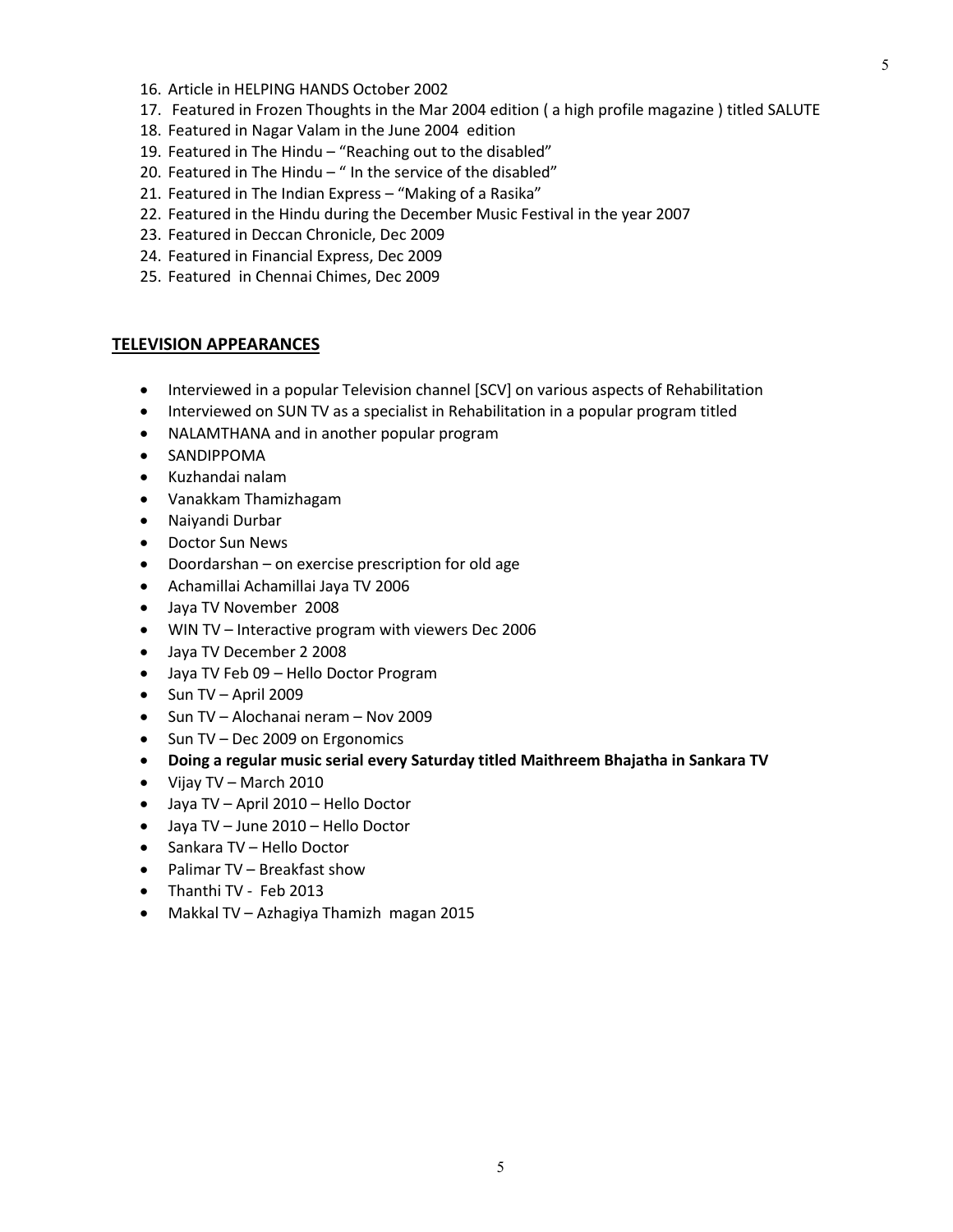16. Article in HELPING HANDS October 2002
17. Featured in Frozen Thoughts in the Mar 2004 edition ( a high profile magazine ) titled SALUTE
18. Featured in Nagar Valam in the June 2004 edition
19. Featured in The Hindu – “Reaching out to the disabled”
20. Featured in The Hindu – “ In the service of the disabled”
21. Featured in The Indian Express – “Making of a Rasika”
22. Featured in the Hindu during the December Music Festival in the year 2007
23. Featured in Deccan Chronicle, Dec 2009
24. Featured in Financial Express, Dec 2009
25. Featured in Chennai Chimes, Dec 2009

## TELEVISION APPEARANCES

- Interviewed in a popular Television channel [SCV] on various aspects of Rehabilitation
- Interviewed on SUN TV as a specialist in Rehabilitation in a popular program titled
- NALAMTHANA and in another popular program
- SANDIPPOMA
- Kuzhandai nalam
- Vanakkam Thamizhagam
- Naiyandi Durbar
- Doctor Sun News
- Doordarshan – on exercise prescription for old age
- Achamillai Achamillai Jaya TV 2006
- Jaya TV November 2008
- WIN TV – Interactive program with viewers Dec 2006
- Jaya TV December 2 2008
- Jaya TV Feb 09 – Hello Doctor Program
- Sun TV – April 2009
- Sun TV – Alochanai neram – Nov 2009
- Sun TV – Dec 2009 on Ergonomics
- **Doing a regular music serial every Saturday titled Maithreem Bhajatha in Sankara TV**
- Vijay TV – March 2010
- Jaya TV – April 2010 – Hello Doctor
- Jaya TV – June 2010 – Hello Doctor
- Sankara TV – Hello Doctor
- Palimar TV – Breakfast show
- Thanthi TV - Feb 2013
- Makkal TV – Azhagiya Thamizh magan 2015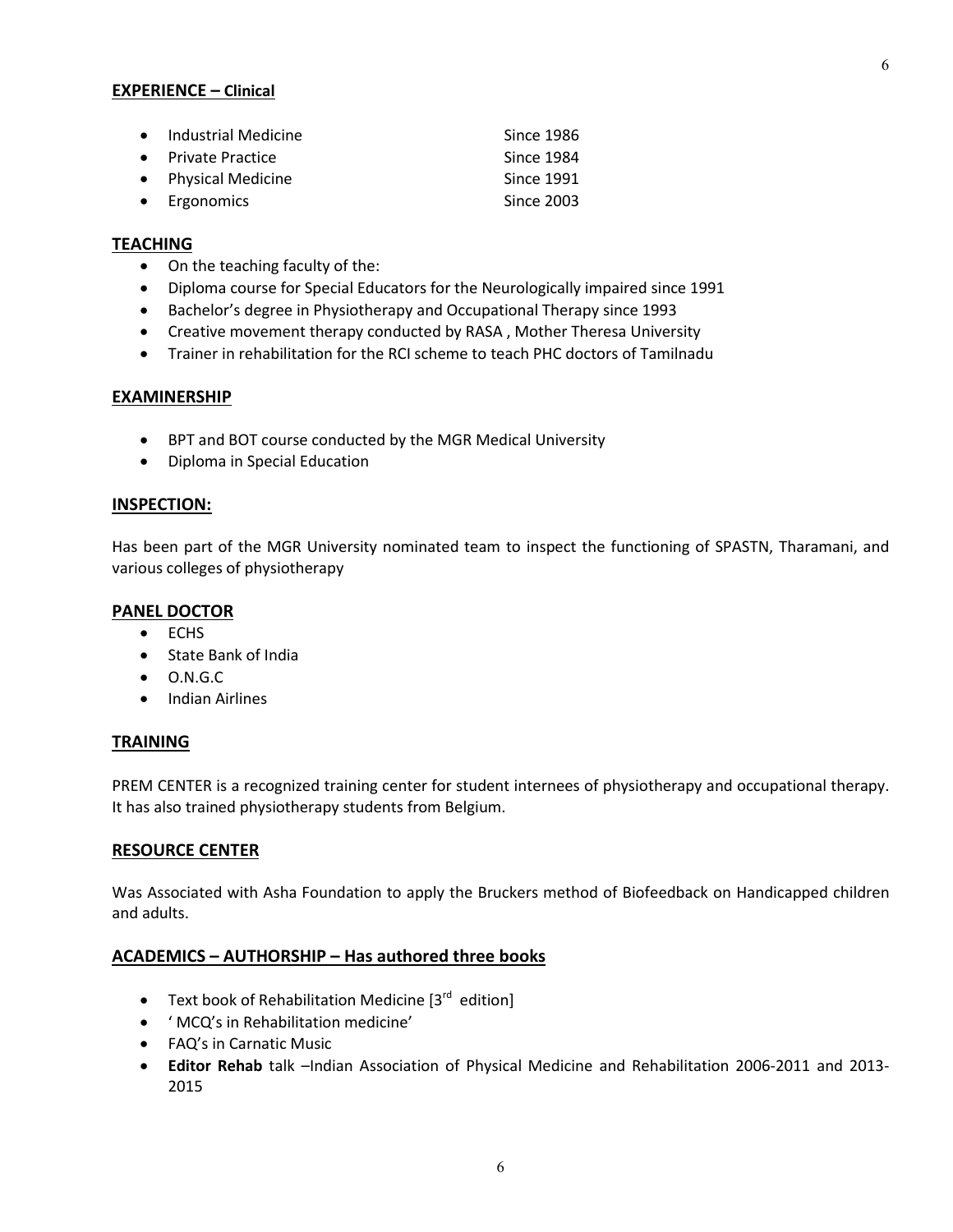## **EXPERIENCE – Clinical**

- Industrial Medicine — Since 1986
- Private Practice — Since 1984
- Physical Medicine — Since 1991
- Ergonomics — Since 2003

## **TEACHING**

- On the teaching faculty of the:
- Diploma course for Special Educators for the Neurologically impaired since 1991
- Bachelor's degree in Physiotherapy and Occupational Therapy since 1993
- Creative movement therapy conducted by RASA , Mother Theresa University
- Trainer in rehabilitation for the RCI scheme to teach PHC doctors of Tamilnadu

## **EXAMINERSHIP**

- BPT and BOT course conducted by the MGR Medical University
- Diploma in Special Education

## **INSPECTION:**

Has been part of the MGR University nominated team to inspect the functioning of SPASTN, Tharamani, and various colleges of physiotherapy

## **PANEL DOCTOR**

- ECHS
- State Bank of India
- O.N.G.C
- Indian Airlines

## **TRAINING**

PREM CENTER is a recognized training center for student internees of physiotherapy and occupational therapy. It has also trained physiotherapy students from Belgium.

## **RESOURCE CENTER**

Was Associated with Asha Foundation to apply the Bruckers method of Biofeedback on Handicapped children and adults.

## **ACADEMICS – AUTHORSHIP – Has authored three books**

- Text book of Rehabilitation Medicine [3rd edition]
- ' MCQ's in Rehabilitation medicine'
- FAQ's in Carnatic Music
- **Editor Rehab** talk –Indian Association of Physical Medicine and Rehabilitation 2006-2011 and 2013-2015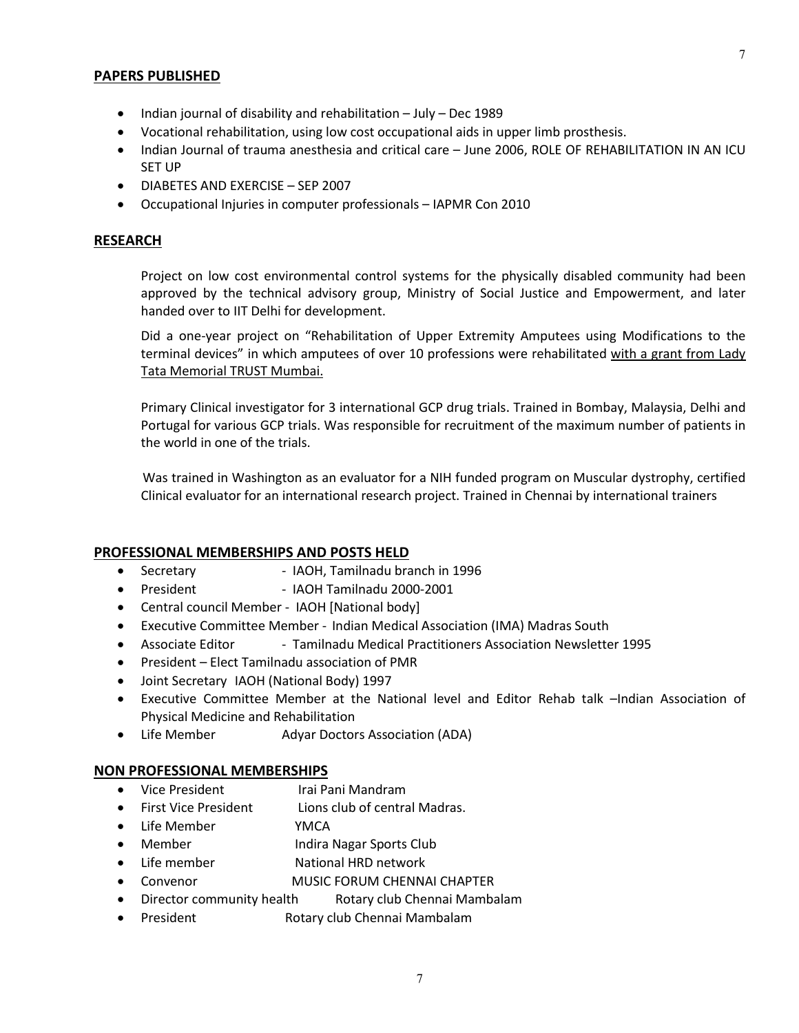## PAPERS PUBLISHED

- Indian journal of disability and rehabilitation – July – Dec 1989
- Vocational rehabilitation, using low cost occupational aids in upper limb prosthesis.
- Indian Journal of trauma anesthesia and critical care – June 2006, ROLE OF REHABILITATION IN AN ICU SET UP
- DIABETES AND EXERCISE – SEP 2007
- Occupational Injuries in computer professionals – IAPMR Con 2010

## RESEARCH

Project on low cost environmental control systems for the physically disabled community had been approved by the technical advisory group, Ministry of Social Justice and Empowerment, and later handed over to IIT Delhi for development.

Did a one-year project on "Rehabilitation of Upper Extremity Amputees using Modifications to the terminal devices" in which amputees of over 10 professions were rehabilitated with a grant from Lady Tata Memorial TRUST Mumbai.

Primary Clinical investigator for 3 international GCP drug trials. Trained in Bombay, Malaysia, Delhi and Portugal for various GCP trials. Was responsible for recruitment of the maximum number of patients in the world in one of the trials.

Was trained in Washington as an evaluator for a NIH funded program on Muscular dystrophy, certified Clinical evaluator for an international research project. Trained in Chennai by international trainers

## PROFESSIONAL MEMBERSHIPS AND POSTS HELD

- Secretary - IAOH, Tamilnadu branch in 1996
- President - IAOH Tamilnadu 2000-2001
- Central council Member - IAOH [National body]
- Executive Committee Member - Indian Medical Association (IMA) Madras South
- Associate Editor - Tamilnadu Medical Practitioners Association Newsletter 1995
- President – Elect Tamilnadu association of PMR
- Joint Secretary IAOH (National Body) 1997
- Executive Committee Member at the National level and Editor Rehab talk –Indian Association of Physical Medicine and Rehabilitation
- Life Member Adyar Doctors Association (ADA)

## NON PROFESSIONAL MEMBERSHIPS

- Vice President Irai Pani Mandram
- First Vice President Lions club of central Madras.
- Life Member YMCA
- Member Indira Nagar Sports Club
- Life member National HRD network
- Convenor MUSIC FORUM CHENNAI CHAPTER
- Director community health Rotary club Chennai Mambalam
- President Rotary club Chennai Mambalam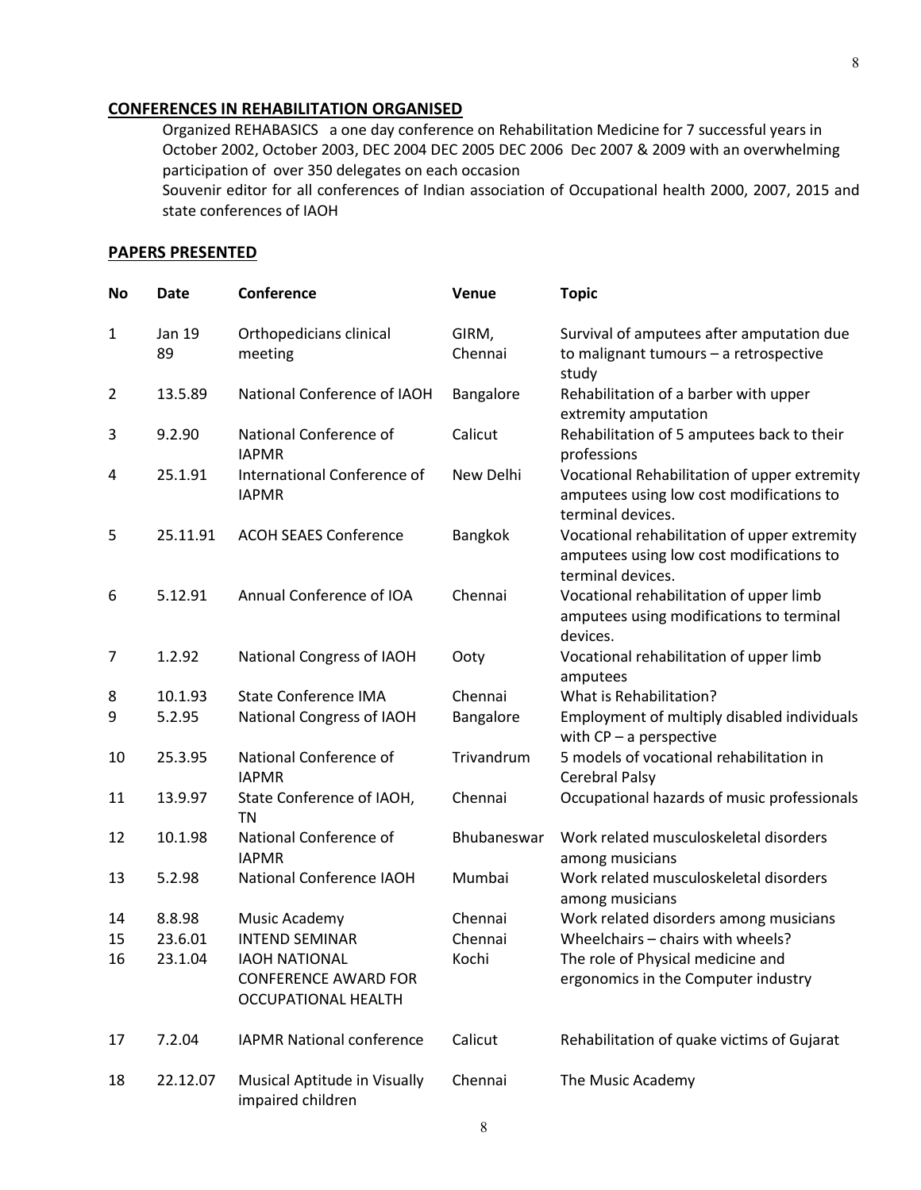## CONFERENCES IN REHABILITATION ORGANISED

Organized REHABASICS a one day conference on Rehabilitation Medicine for 7 successful years in October 2002, October 2003, DEC 2004 DEC 2005 DEC 2006 Dec 2007 & 2009 with an overwhelming participation of over 350 delegates on each occasion

Souvenir editor for all conferences of Indian association of Occupational health 2000, 2007, 2015 and state conferences of IAOH

## PAPERS PRESENTED

| No | Date | Conference | Venue | Topic |
|---|---|---|---|---|
| 1 | Jan 19 89 | Orthopedicians clinical meeting | GIRM, Chennai | Survival of amputees after amputation due to malignant tumours – a retrospective study |
| 2 | 13.5.89 | National Conference of IAOH | Bangalore | Rehabilitation of a barber with upper extremity amputation |
| 3 | 9.2.90 | National Conference of IAPMR | Calicut | Rehabilitation of 5 amputees back to their professions |
| 4 | 25.1.91 | International Conference of IAPMR | New Delhi | Vocational Rehabilitation of upper extremity amputees using low cost modifications to terminal devices. |
| 5 | 25.11.91 | ACOH SEAES Conference | Bangkok | Vocational rehabilitation of upper extremity amputees using low cost modifications to terminal devices. |
| 6 | 5.12.91 | Annual Conference of IOA | Chennai | Vocational rehabilitation of upper limb amputees using modifications to terminal devices. |
| 7 | 1.2.92 | National Congress of IAOH | Ooty | Vocational rehabilitation of upper limb amputees |
| 8 | 10.1.93 | State Conference IMA | Chennai | What is Rehabilitation? |
| 9 | 5.2.95 | National Congress of IAOH | Bangalore | Employment of multiply disabled individuals with CP – a perspective |
| 10 | 25.3.95 | National Conference of IAPMR | Trivandrum | 5 models of vocational rehabilitation in Cerebral Palsy |
| 11 | 13.9.97 | State Conference of IAOH, TN | Chennai | Occupational hazards of music professionals |
| 12 | 10.1.98 | National Conference of IAPMR | Bhubaneswar | Work related musculoskeletal disorders among musicians |
| 13 | 5.2.98 | National Conference IAOH | Mumbai | Work related musculoskeletal disorders among musicians |
| 14 | 8.8.98 | Music Academy | Chennai | Work related disorders among musicians |
| 15 | 23.6.01 | INTEND SEMINAR | Chennai | Wheelchairs – chairs with wheels? |
| 16 | 23.1.04 | IAOH NATIONAL CONFERENCE AWARD FOR OCCUPATIONAL HEALTH | Kochi | The role of Physical medicine and ergonomics in the Computer industry |
| 17 | 7.2.04 | IAPMR National conference | Calicut | Rehabilitation of quake victims of Gujarat |
| 18 | 22.12.07 | Musical Aptitude in Visually impaired children | Chennai | The Music Academy |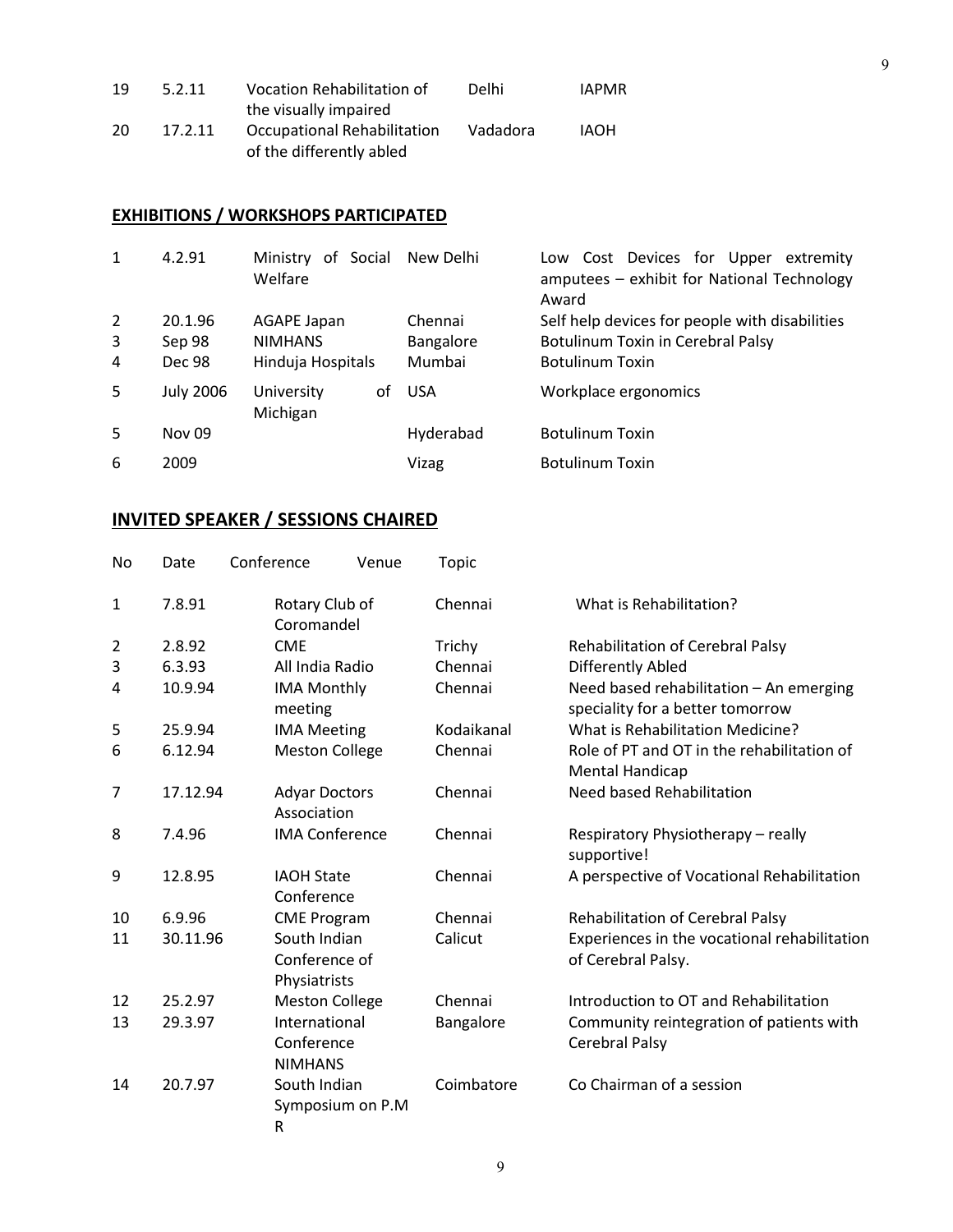| | | | | |
|---|---|---|---|---|
| 19 | 5.2.11 | Vocation Rehabilitation of the visually impaired | Delhi | IAPMR |
| 20 | 17.2.11 | Occupational Rehabilitation of the differently abled | Vadadora | IAOH |

## EXHIBITIONS / WORKSHOPS PARTICIPATED

| | | | | |
|---|---|---|---|---|
| 1 | 4.2.91 | Ministry of Social Welfare | New Delhi | Low Cost Devices for Upper extremity amputees – exhibit for National Technology Award |
| 2 | 20.1.96 | AGAPE Japan | Chennai | Self help devices for people with disabilities |
| 3 | Sep 98 | NIMHANS | Bangalore | Botulinum Toxin in Cerebral Palsy |
| 4 | Dec 98 | Hinduja Hospitals | Mumbai | Botulinum Toxin |
| 5 | July 2006 | University of Michigan | USA | Workplace ergonomics |
| 5 | Nov 09 | | Hyderabad | Botulinum Toxin |
| 6 | 2009 | | Vizag | Botulinum Toxin |

## INVITED SPEAKER / SESSIONS CHAIRED

| No | Date | Conference | Venue | Topic |
|---|---|---|---|---|
| 1 | 7.8.91 | Rotary Club of Coromandel | Chennai | What is Rehabilitation? |
| 2 | 2.8.92 | CME | Trichy | Rehabilitation of Cerebral Palsy |
| 3 | 6.3.93 | All India Radio | Chennai | Differently Abled |
| 4 | 10.9.94 | IMA Monthly meeting | Chennai | Need based rehabilitation – An emerging speciality for a better tomorrow |
| 5 | 25.9.94 | IMA Meeting | Kodaikanal | What is Rehabilitation Medicine? |
| 6 | 6.12.94 | Meston College | Chennai | Role of PT and OT in the rehabilitation of Mental Handicap |
| 7 | 17.12.94 | Adyar Doctors Association | Chennai | Need based Rehabilitation |
| 8 | 7.4.96 | IMA Conference | Chennai | Respiratory Physiotherapy – really supportive! |
| 9 | 12.8.95 | IAOH State Conference | Chennai | A perspective of Vocational Rehabilitation |
| 10 | 6.9.96 | CME Program | Chennai | Rehabilitation of Cerebral Palsy |
| 11 | 30.11.96 | South Indian Conference of Physiatrists | Calicut | Experiences in the vocational rehabilitation of Cerebral Palsy. |
| 12 | 25.2.97 | Meston College | Chennai | Introduction to OT and Rehabilitation |
| 13 | 29.3.97 | International Conference NIMHANS | Bangalore | Community reintegration of patients with Cerebral Palsy |
| 14 | 20.7.97 | South Indian Symposium on P.M R | Coimbatore | Co Chairman of a session |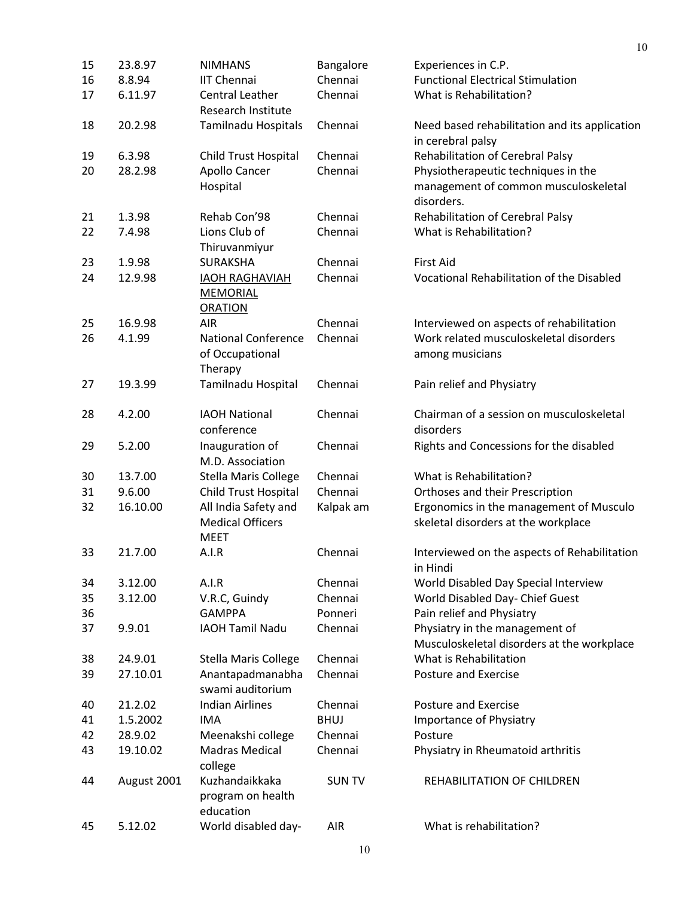| | | | | |
|---|---|---|---|---|
| 15 | 23.8.97 | NIMHANS | Bangalore | Experiences in C.P. |
| 16 | 8.8.94 | IIT Chennai | Chennai | Functional Electrical Stimulation |
| 17 | 6.11.97 | Central Leather Research Institute | Chennai | What is Rehabilitation? |
| 18 | 20.2.98 | Tamilnadu Hospitals | Chennai | Need based rehabilitation and its application in cerebral palsy |
| 19 | 6.3.98 | Child Trust Hospital | Chennai | Rehabilitation of Cerebral Palsy |
| 20 | 28.2.98 | Apollo Cancer Hospital | Chennai | Physiotherapeutic techniques in the management of common musculoskeletal disorders. |
| 21 | 1.3.98 | Rehab Con'98 | Chennai | Rehabilitation of Cerebral Palsy |
| 22 | 7.4.98 | Lions Club of Thiruvanmiyur | Chennai | What is Rehabilitation? |
| 23 | 1.9.98 | SURAKSHA | Chennai | First Aid |
| 24 | 12.9.98 | IAOH RAGHAVIAH MEMORIAL ORATION | Chennai | Vocational Rehabilitation of the Disabled |
| 25 | 16.9.98 | AIR | Chennai | Interviewed on aspects of rehabilitation |
| 26 | 4.1.99 | National Conference of Occupational Therapy | Chennai | Work related musculoskeletal disorders among musicians |
| 27 | 19.3.99 | Tamilnadu Hospital | Chennai | Pain relief and Physiatry |
| 28 | 4.2.00 | IAOH National conference | Chennai | Chairman of a session on musculoskeletal disorders |
| 29 | 5.2.00 | Inauguration of M.D. Association | Chennai | Rights and Concessions for the disabled |
| 30 | 13.7.00 | Stella Maris College | Chennai | What is Rehabilitation? |
| 31 | 9.6.00 | Child Trust Hospital | Chennai | Orthoses and their Prescription |
| 32 | 16.10.00 | All India Safety and Medical Officers MEET | Kalpak am | Ergonomics in the management of Musculo skeletal disorders at the workplace |
| 33 | 21.7.00 | A.I.R | Chennai | Interviewed on the aspects of Rehabilitation in Hindi |
| 34 | 3.12.00 | A.I.R | Chennai | World Disabled Day Special Interview |
| 35 | 3.12.00 | V.R.C, Guindy | Chennai | World Disabled Day- Chief Guest |
| 36 | | GAMPPA | Ponneri | Pain relief and Physiatry |
| 37 | 9.9.01 | IAOH Tamil Nadu | Chennai | Physiatry in the management of Musculoskeletal disorders at the workplace |
| 38 | 24.9.01 | Stella Maris College | Chennai | What is Rehabilitation |
| 39 | 27.10.01 | Anantapadmanabha swami auditorium | Chennai | Posture and Exercise |
| 40 | 21.2.02 | Indian Airlines | Chennai | Posture and Exercise |
| 41 | 1.5.2002 | IMA | BHUJ | Importance of Physiatry |
| 42 | 28.9.02 | Meenakshi college | Chennai | Posture |
| 43 | 19.10.02 | Madras Medical college | Chennai | Physiatry in Rheumatoid arthritis |
| 44 | August 2001 | Kuzhandaikkaka program on health education | SUN TV | REHABILITATION OF CHILDREN |
| 45 | 5.12.02 | World disabled day- | AIR | What is rehabilitation? |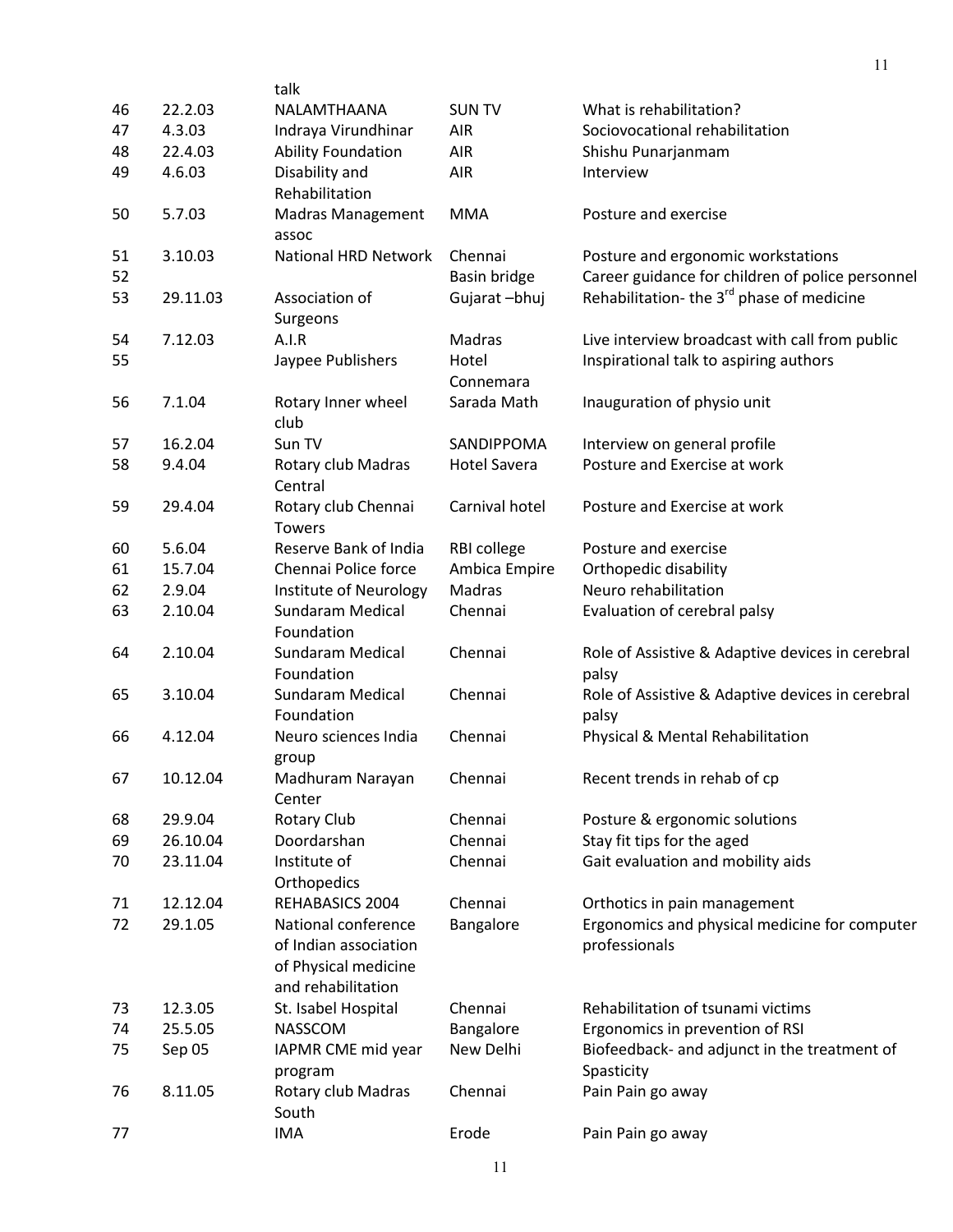| | | talk | | |
|---|---|---|---|---|
| 46 | 22.2.03 | NALAMTHAANA | SUN TV | What is rehabilitation? |
| 47 | 4.3.03 | Indraya Virundhinar | AIR | Sociovocational rehabilitation |
| 48 | 22.4.03 | Ability Foundation | AIR | Shishu Punarjanmam |
| 49 | 4.6.03 | Disability and Rehabilitation | AIR | Interview |
| 50 | 5.7.03 | Madras Management assoc | MMA | Posture and exercise |
| 51 | 3.10.03 | National HRD Network | Chennai | Posture and ergonomic workstations |
| 52 | | | Basin bridge | Career guidance for children of police personnel |
| 53 | 29.11.03 | Association of Surgeons | Gujarat –bhuj | Rehabilitation- the 3rd phase of medicine |
| 54 | 7.12.03 | A.I.R | Madras | Live interview broadcast with call from public |
| 55 | | Jaypee Publishers | Hotel Connemara | Inspirational talk to aspiring authors |
| 56 | 7.1.04 | Rotary Inner wheel club | Sarada Math | Inauguration of physio unit |
| 57 | 16.2.04 | Sun TV | SANDIPPOMA | Interview on general profile |
| 58 | 9.4.04 | Rotary club Madras Central | Hotel Savera | Posture and Exercise at work |
| 59 | 29.4.04 | Rotary club Chennai Towers | Carnival hotel | Posture and Exercise at work |
| 60 | 5.6.04 | Reserve Bank of India | RBI college | Posture and exercise |
| 61 | 15.7.04 | Chennai Police force | Ambica Empire | Orthopedic disability |
| 62 | 2.9.04 | Institute of Neurology | Madras | Neuro rehabilitation |
| 63 | 2.10.04 | Sundaram Medical Foundation | Chennai | Evaluation of cerebral palsy |
| 64 | 2.10.04 | Sundaram Medical Foundation | Chennai | Role of Assistive & Adaptive devices in cerebral palsy |
| 65 | 3.10.04 | Sundaram Medical Foundation | Chennai | Role of Assistive & Adaptive devices in cerebral palsy |
| 66 | 4.12.04 | Neuro sciences India group | Chennai | Physical & Mental Rehabilitation |
| 67 | 10.12.04 | Madhuram Narayan Center | Chennai | Recent trends in rehab of cp |
| 68 | 29.9.04 | Rotary Club | Chennai | Posture & ergonomic solutions |
| 69 | 26.10.04 | Doordarshan | Chennai | Stay fit tips for the aged |
| 70 | 23.11.04 | Institute of Orthopedics | Chennai | Gait evaluation and mobility aids |
| 71 | 12.12.04 | REHABASICS 2004 | Chennai | Orthotics in pain management |
| 72 | 29.1.05 | National conference of Indian association of Physical medicine and rehabilitation | Bangalore | Ergonomics and physical medicine for computer professionals |
| 73 | 12.3.05 | St. Isabel Hospital | Chennai | Rehabilitation of tsunami victims |
| 74 | 25.5.05 | NASSCOM | Bangalore | Ergonomics in prevention of RSI |
| 75 | Sep 05 | IAPMR CME mid year program | New Delhi | Biofeedback- and adjunct in the treatment of Spasticity |
| 76 | 8.11.05 | Rotary club Madras South | Chennai | Pain Pain go away |
| 77 | | IMA | Erode | Pain Pain go away |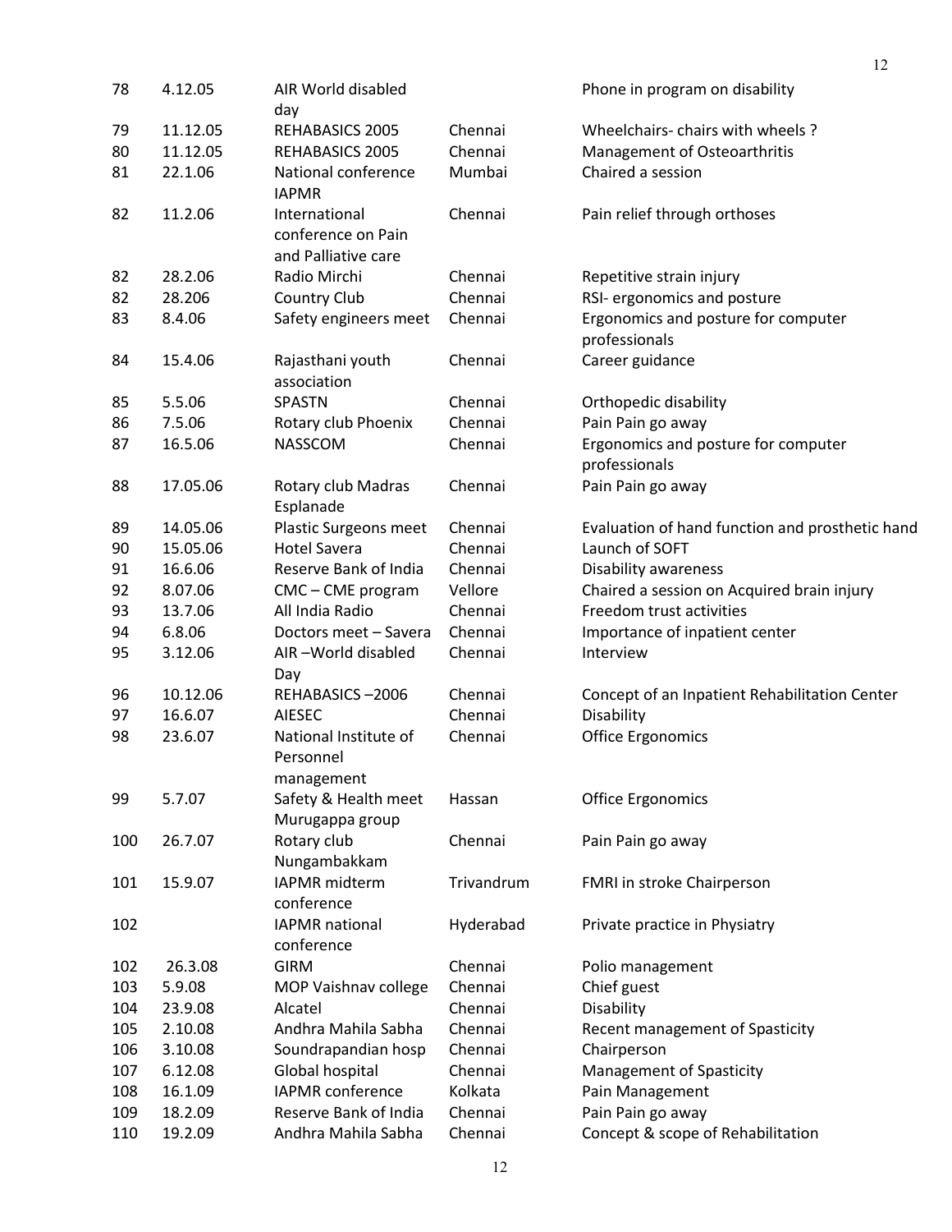| | | | | |
|---|---|---|---|---|
| 78 | 4.12.05 | AIR World disabled day | | Phone in program on disability |
| 79 | 11.12.05 | REHABASICS 2005 | Chennai | Wheelchairs- chairs with wheels ? |
| 80 | 11.12.05 | REHABASICS 2005 | Chennai | Management of Osteoarthritis |
| 81 | 22.1.06 | National conference IAPMR | Mumbai | Chaired a session |
| 82 | 11.2.06 | International conference on Pain and Palliative care | Chennai | Pain relief through orthoses |
| 82 | 28.2.06 | Radio Mirchi | Chennai | Repetitive strain injury |
| 82 | 28.206 | Country Club | Chennai | RSI- ergonomics and posture |
| 83 | 8.4.06 | Safety engineers meet | Chennai | Ergonomics and posture for computer professionals |
| 84 | 15.4.06 | Rajasthani youth association | Chennai | Career guidance |
| 85 | 5.5.06 | SPASTN | Chennai | Orthopedic disability |
| 86 | 7.5.06 | Rotary club Phoenix | Chennai | Pain Pain go away |
| 87 | 16.5.06 | NASSCOM | Chennai | Ergonomics and posture for computer professionals |
| 88 | 17.05.06 | Rotary club Madras Esplanade | Chennai | Pain Pain go away |
| 89 | 14.05.06 | Plastic Surgeons meet | Chennai | Evaluation of hand function and prosthetic hand |
| 90 | 15.05.06 | Hotel Savera | Chennai | Launch of SOFT |
| 91 | 16.6.06 | Reserve Bank of India | Chennai | Disability awareness |
| 92 | 8.07.06 | CMC – CME program | Vellore | Chaired a session on Acquired brain injury |
| 93 | 13.7.06 | All India Radio | Chennai | Freedom trust activities |
| 94 | 6.8.06 | Doctors meet – Savera | Chennai | Importance of inpatient center |
| 95 | 3.12.06 | AIR –World disabled Day | Chennai | Interview |
| 96 | 10.12.06 | REHABASICS –2006 | Chennai | Concept of an Inpatient Rehabilitation Center |
| 97 | 16.6.07 | AIESEC | Chennai | Disability |
| 98 | 23.6.07 | National Institute of Personnel management | Chennai | Office Ergonomics |
| 99 | 5.7.07 | Safety & Health meet Murugappa group | Hassan | Office Ergonomics |
| 100 | 26.7.07 | Rotary club Nungambakkam | Chennai | Pain Pain go away |
| 101 | 15.9.07 | IAPMR midterm conference | Trivandrum | FMRI in stroke Chairperson |
| 102 | | IAPMR national conference | Hyderabad | Private practice in Physiatry |
| 102 | 26.3.08 | GIRM | Chennai | Polio management |
| 103 | 5.9.08 | MOP Vaishnav college | Chennai | Chief guest |
| 104 | 23.9.08 | Alcatel | Chennai | Disability |
| 105 | 2.10.08 | Andhra Mahila Sabha | Chennai | Recent management of Spasticity |
| 106 | 3.10.08 | Soundrapandian hosp | Chennai | Chairperson |
| 107 | 6.12.08 | Global hospital | Chennai | Management of Spasticity |
| 108 | 16.1.09 | IAPMR conference | Kolkata | Pain Management |
| 109 | 18.2.09 | Reserve Bank of India | Chennai | Pain Pain go away |
| 110 | 19.2.09 | Andhra Mahila Sabha | Chennai | Concept & scope of Rehabilitation |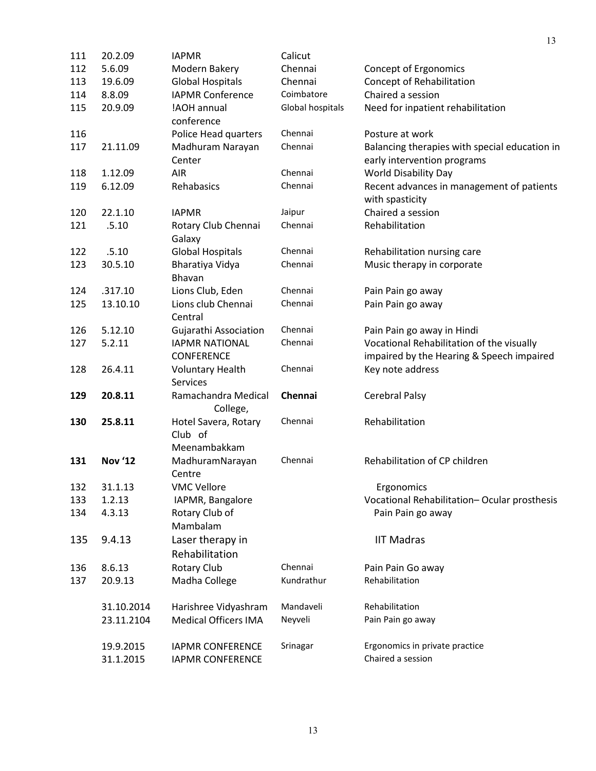| | | | | |
|---|---|---|---|---|
| 111 | 20.2.09 | IAPMR | Calicut | |
| 112 | 5.6.09 | Modern Bakery | Chennai | Concept of Ergonomics |
| 113 | 19.6.09 | Global Hospitals | Chennai | Concept of Rehabilitation |
| 114 | 8.8.09 | IAPMR Conference | Coimbatore | Chaired a session |
| 115 | 20.9.09 | !AOH annual conference | Global hospitals | Need for inpatient rehabilitation |
| 116 | | Police Head quarters | Chennai | Posture at work |
| 117 | 21.11.09 | Madhuram Narayan Center | Chennai | Balancing therapies with special education in early intervention programs |
| 118 | 1.12.09 | AIR | Chennai | World Disability Day |
| 119 | 6.12.09 | Rehabasics | Chennai | Recent advances in management of patients with spasticity |
| 120 | 22.1.10 | IAPMR | Jaipur | Chaired a session |
| 121 | .5.10 | Rotary Club Chennai Galaxy | Chennai | Rehabilitation |
| 122 | .5.10 | Global Hospitals | Chennai | Rehabilitation nursing care |
| 123 | 30.5.10 | Bharatiya Vidya Bhavan | Chennai | Music therapy in corporate |
| 124 | .317.10 | Lions Club, Eden | Chennai | Pain Pain go away |
| 125 | 13.10.10 | Lions club Chennai Central | Chennai | Pain Pain go away |
| 126 | 5.12.10 | Gujarathi Association | Chennai | Pain Pain go away in Hindi |
| 127 | 5.2.11 | IAPMR NATIONAL CONFERENCE | Chennai | Vocational Rehabilitation of the visually impaired by the Hearing & Speech impaired |
| 128 | 26.4.11 | Voluntary Health Services | Chennai | Key note address |
| **129** | **20.8.11** | Ramachandra Medical College, | **Chennai** | Cerebral Palsy |
| **130** | **25.8.11** | Hotel Savera, Rotary Club of Meenambakkam | Chennai | Rehabilitation |
| **131** | **Nov '12** | MadhuramNarayan Centre | Chennai | Rehabilitation of CP children |
| 132 | 31.1.13 | VMC Vellore | | Ergonomics |
| 133 | 1.2.13 | IAPMR, Bangalore | | Vocational Rehabilitation– Ocular prosthesis |
| 134 | 4.3.13 | Rotary Club of Mambalam | | Pain Pain go away |
| 135 | 9.4.13 | Laser therapy in Rehabilitation | | IIT Madras |
| 136 | 8.6.13 | Rotary Club | Chennai | Pain Pain Go away |
| 137 | 20.9.13 | Madha College | Kundrathur | Rehabilitation |
| | 31.10.2014 | Harishree Vidyashram | Mandaveli | Rehabilitation |
| | 23.11.2104 | Medical Officers IMA | Neyveli | Pain Pain go away |
| | 19.9.2015 | IAPMR CONFERENCE | Srinagar | Ergonomics in private practice |
| | 31.1.2015 | IAPMR CONFERENCE | | Chaired a session |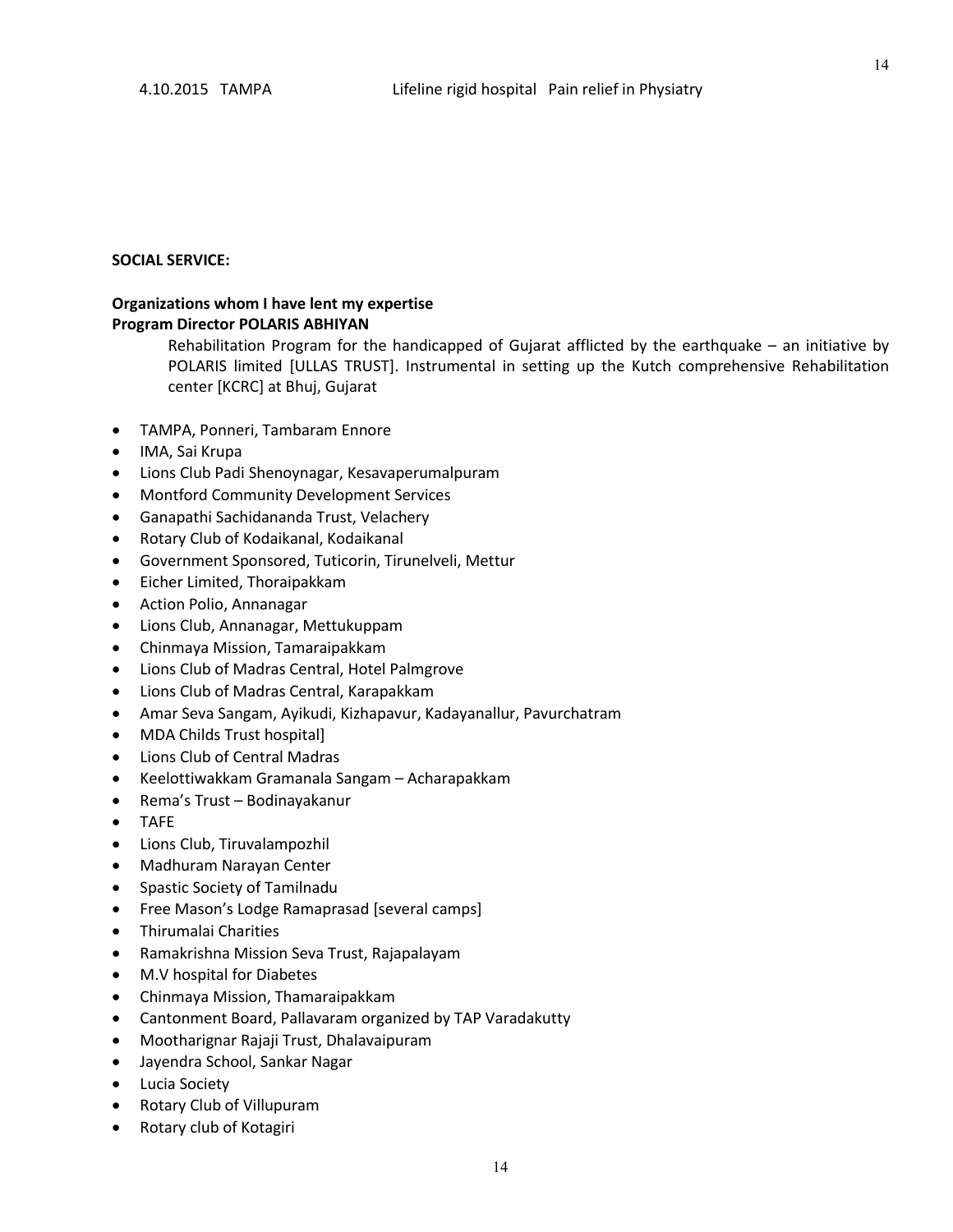4.10.2015 TAMPA Lifeline rigid hospital Pain relief in Physiatry

**SOCIAL SERVICE:**

**Organizations whom I have lent my expertise**
**Program Director POLARIS ABHIYAN**

Rehabilitation Program for the handicapped of Gujarat afflicted by the earthquake – an initiative by POLARIS limited [ULLAS TRUST]. Instrumental in setting up the Kutch comprehensive Rehabilitation center [KCRC] at Bhuj, Gujarat

- TAMPA, Ponneri, Tambaram Ennore
- IMA, Sai Krupa
- Lions Club Padi Shenoynagar, Kesavaperumalpuram
- Montford Community Development Services
- Ganapathi Sachidananda Trust, Velachery
- Rotary Club of Kodaikanal, Kodaikanal
- Government Sponsored, Tuticorin, Tirunelveli, Mettur
- Eicher Limited, Thoraipakkam
- Action Polio, Annanagar
- Lions Club, Annanagar, Mettukuppam
- Chinmaya Mission, Tamaraipakkam
- Lions Club of Madras Central, Hotel Palmgrove
- Lions Club of Madras Central, Karapakkam
- Amar Seva Sangam, Ayikudi, Kizhapavur, Kadayanallur, Pavurchatram
- MDA Childs Trust hospital]
- Lions Club of Central Madras
- Keelottiwakkam Gramanala Sangam – Acharapakkam
- Rema's Trust – Bodinayakanur
- TAFE
- Lions Club, Tiruvalampozhil
- Madhuram Narayan Center
- Spastic Society of Tamilnadu
- Free Mason's Lodge Ramaprasad [several camps]
- Thirumalai Charities
- Ramakrishna Mission Seva Trust, Rajapalayam
- M.V hospital for Diabetes
- Chinmaya Mission, Thamaraipakkam
- Cantonment Board, Pallavaram organized by TAP Varadakutty
- Mootharignar Rajaji Trust, Dhalavaipuram
- Jayendra School, Sankar Nagar
- Lucia Society
- Rotary Club of Villupuram
- Rotary club of Kotagiri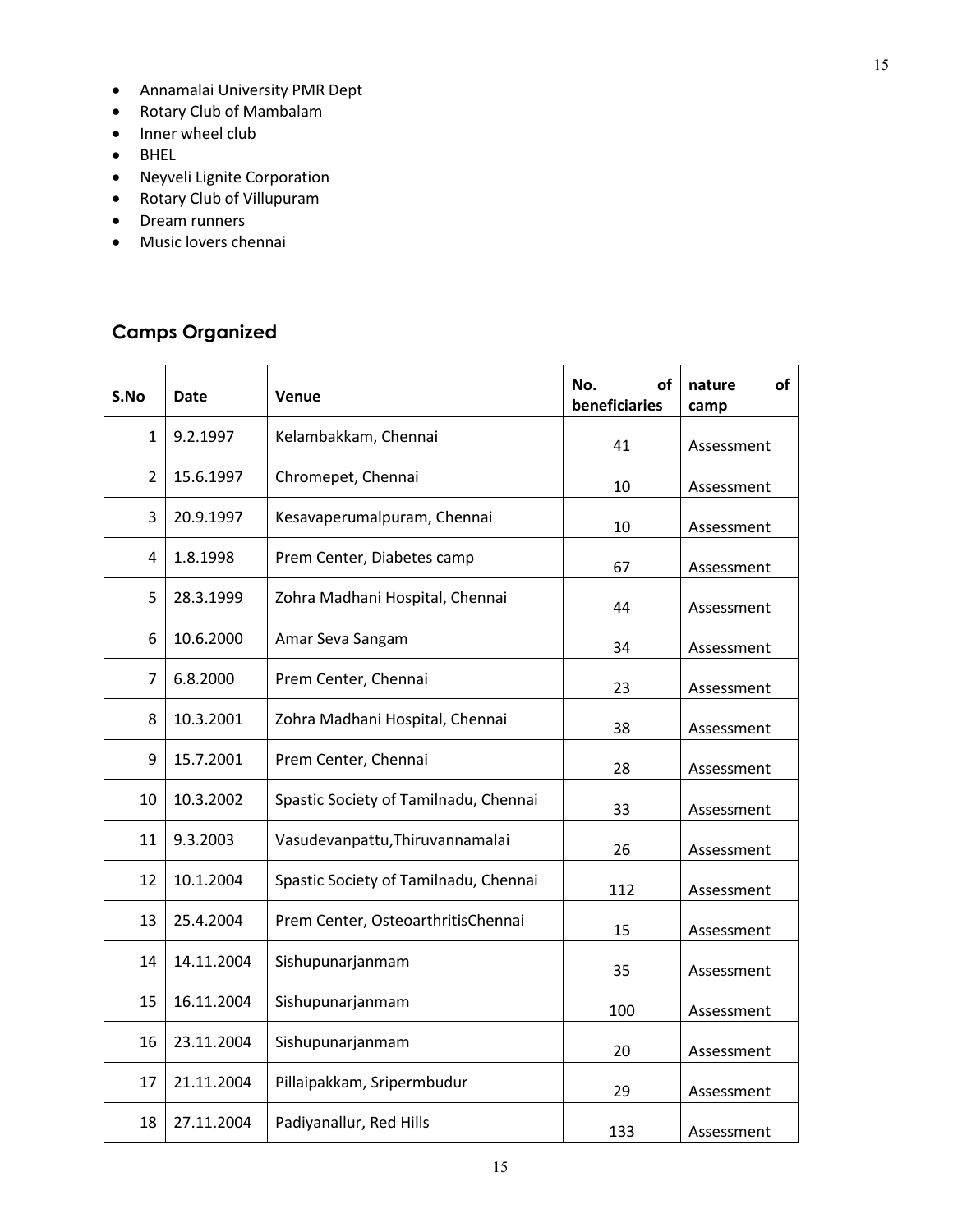- Annamalai University PMR Dept
- Rotary Club of Mambalam
- Inner wheel club
- BHEL
- Neyveli Lignite Corporation
- Rotary Club of Villupuram
- Dream runners
- Music lovers chennai

## Camps Organized

| S.No | Date | Venue | No. of beneficiaries | nature of camp |
|---|---|---|---|---|
| 1 | 9.2.1997 | Kelambakkam, Chennai | 41 | Assessment |
| 2 | 15.6.1997 | Chromepet, Chennai | 10 | Assessment |
| 3 | 20.9.1997 | Kesavaperumalpuram, Chennai | 10 | Assessment |
| 4 | 1.8.1998 | Prem Center, Diabetes camp | 67 | Assessment |
| 5 | 28.3.1999 | Zohra Madhani Hospital, Chennai | 44 | Assessment |
| 6 | 10.6.2000 | Amar Seva Sangam | 34 | Assessment |
| 7 | 6.8.2000 | Prem Center, Chennai | 23 | Assessment |
| 8 | 10.3.2001 | Zohra Madhani Hospital, Chennai | 38 | Assessment |
| 9 | 15.7.2001 | Prem Center, Chennai | 28 | Assessment |
| 10 | 10.3.2002 | Spastic Society of Tamilnadu, Chennai | 33 | Assessment |
| 11 | 9.3.2003 | Vasudevanpattu,Thiruvannamalai | 26 | Assessment |
| 12 | 10.1.2004 | Spastic Society of Tamilnadu, Chennai | 112 | Assessment |
| 13 | 25.4.2004 | Prem Center, OsteoarthritisChennai | 15 | Assessment |
| 14 | 14.11.2004 | Sishupunarjanmam | 35 | Assessment |
| 15 | 16.11.2004 | Sishupunarjanmam | 100 | Assessment |
| 16 | 23.11.2004 | Sishupunarjanmam | 20 | Assessment |
| 17 | 21.11.2004 | Pillaipakkam, Sripermbudur | 29 | Assessment |
| 18 | 27.11.2004 | Padiyanallur, Red Hills | 133 | Assessment |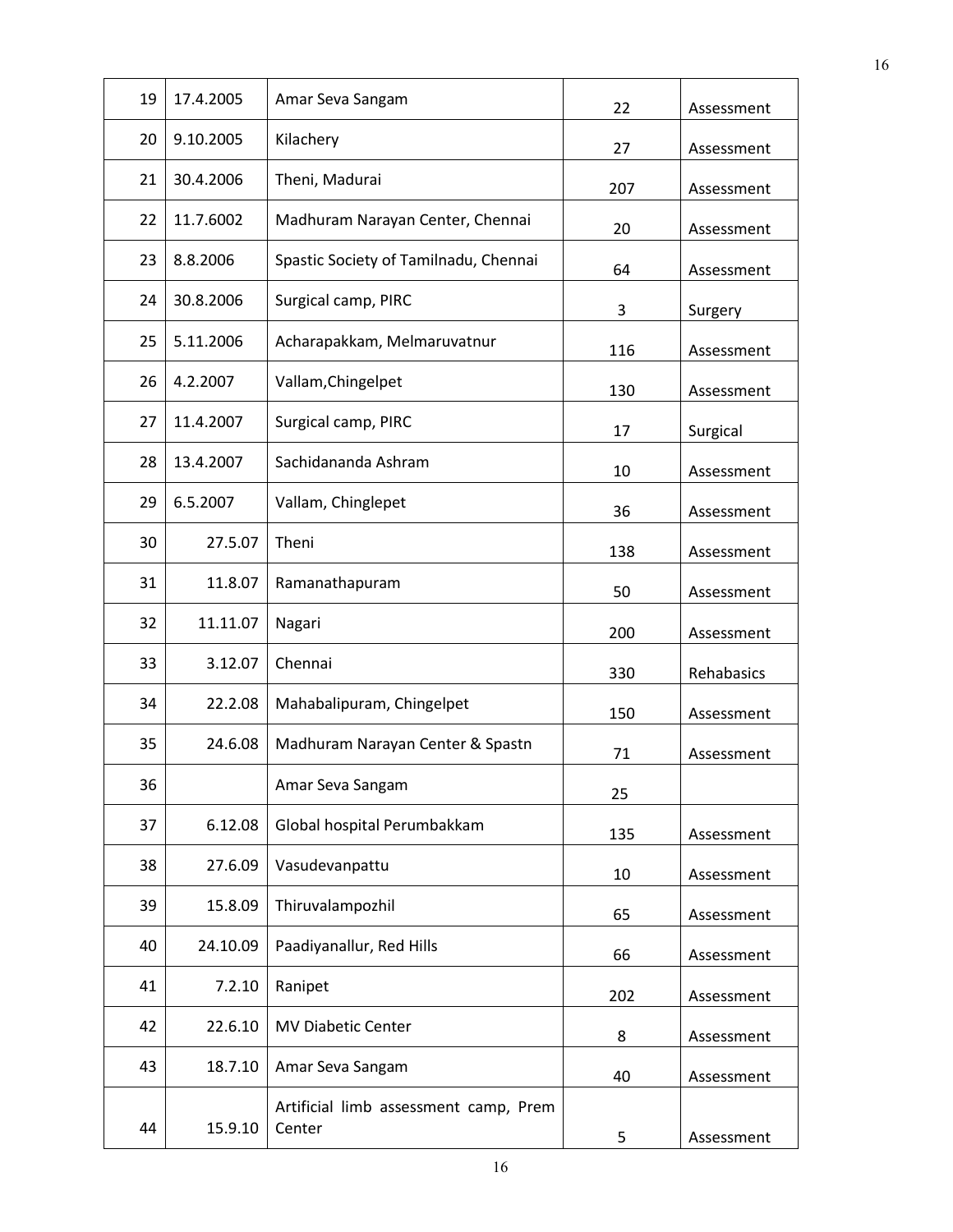| 19 | 17.4.2005 | Amar Seva Sangam | 22 | Assessment |
|---|---|---|---|---|
| 20 | 9.10.2005 | Kilachery | 27 | Assessment |
| 21 | 30.4.2006 | Theni, Madurai | 207 | Assessment |
| 22 | 11.7.6002 | Madhuram Narayan Center, Chennai | 20 | Assessment |
| 23 | 8.8.2006 | Spastic Society of Tamilnadu, Chennai | 64 | Assessment |
| 24 | 30.8.2006 | Surgical camp, PIRC | 3 | Surgery |
| 25 | 5.11.2006 | Acharapakkam, Melmaruvatnur | 116 | Assessment |
| 26 | 4.2.2007 | Vallam,Chingelpet | 130 | Assessment |
| 27 | 11.4.2007 | Surgical camp, PIRC | 17 | Surgical |
| 28 | 13.4.2007 | Sachidananda Ashram | 10 | Assessment |
| 29 | 6.5.2007 | Vallam, Chinglepet | 36 | Assessment |
| 30 | 27.5.07 | Theni | 138 | Assessment |
| 31 | 11.8.07 | Ramanathapuram | 50 | Assessment |
| 32 | 11.11.07 | Nagari | 200 | Assessment |
| 33 | 3.12.07 | Chennai | 330 | Rehabasics |
| 34 | 22.2.08 | Mahabalipuram, Chingelpet | 150 | Assessment |
| 35 | 24.6.08 | Madhuram Narayan Center & Spastn | 71 | Assessment |
| 36 | | Amar Seva Sangam | 25 | |
| 37 | 6.12.08 | Global hospital Perumbakkam | 135 | Assessment |
| 38 | 27.6.09 | Vasudevanpattu | 10 | Assessment |
| 39 | 15.8.09 | Thiruvalampozhil | 65 | Assessment |
| 40 | 24.10.09 | Paadiyanallur, Red Hills | 66 | Assessment |
| 41 | 7.2.10 | Ranipet | 202 | Assessment |
| 42 | 22.6.10 | MV Diabetic Center | 8 | Assessment |
| 43 | 18.7.10 | Amar Seva Sangam | 40 | Assessment |
| 44 | 15.9.10 | Artificial limb assessment camp, Prem Center | 5 | Assessment |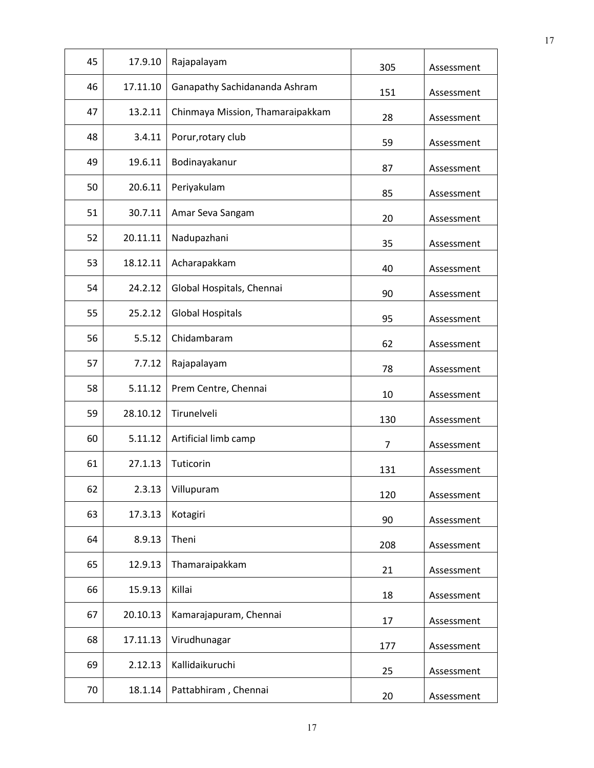| 45 | 17.9.10 | Rajapalayam | 305 | Assessment |
|---|---|---|---|---|
| 46 | 17.11.10 | Ganapathy Sachidananda Ashram | 151 | Assessment |
| 47 | 13.2.11 | Chinmaya Mission, Thamaraipakkam | 28 | Assessment |
| 48 | 3.4.11 | Porur,rotary club | 59 | Assessment |
| 49 | 19.6.11 | Bodinayakanur | 87 | Assessment |
| 50 | 20.6.11 | Periyakulam | 85 | Assessment |
| 51 | 30.7.11 | Amar Seva Sangam | 20 | Assessment |
| 52 | 20.11.11 | Nadupazhani | 35 | Assessment |
| 53 | 18.12.11 | Acharapakkam | 40 | Assessment |
| 54 | 24.2.12 | Global Hospitals, Chennai | 90 | Assessment |
| 55 | 25.2.12 | Global Hospitals | 95 | Assessment |
| 56 | 5.5.12 | Chidambaram | 62 | Assessment |
| 57 | 7.7.12 | Rajapalayam | 78 | Assessment |
| 58 | 5.11.12 | Prem Centre, Chennai | 10 | Assessment |
| 59 | 28.10.12 | Tirunelveli | 130 | Assessment |
| 60 | 5.11.12 | Artificial limb camp | 7 | Assessment |
| 61 | 27.1.13 | Tuticorin | 131 | Assessment |
| 62 | 2.3.13 | Villupuram | 120 | Assessment |
| 63 | 17.3.13 | Kotagiri | 90 | Assessment |
| 64 | 8.9.13 | Theni | 208 | Assessment |
| 65 | 12.9.13 | Thamaraipakkam | 21 | Assessment |
| 66 | 15.9.13 | Killai | 18 | Assessment |
| 67 | 20.10.13 | Kamarajapuram, Chennai | 17 | Assessment |
| 68 | 17.11.13 | Virudhunagar | 177 | Assessment |
| 69 | 2.12.13 | Kallidaikuruchi | 25 | Assessment |
| 70 | 18.1.14 | Pattabhiram , Chennai | 20 | Assessment |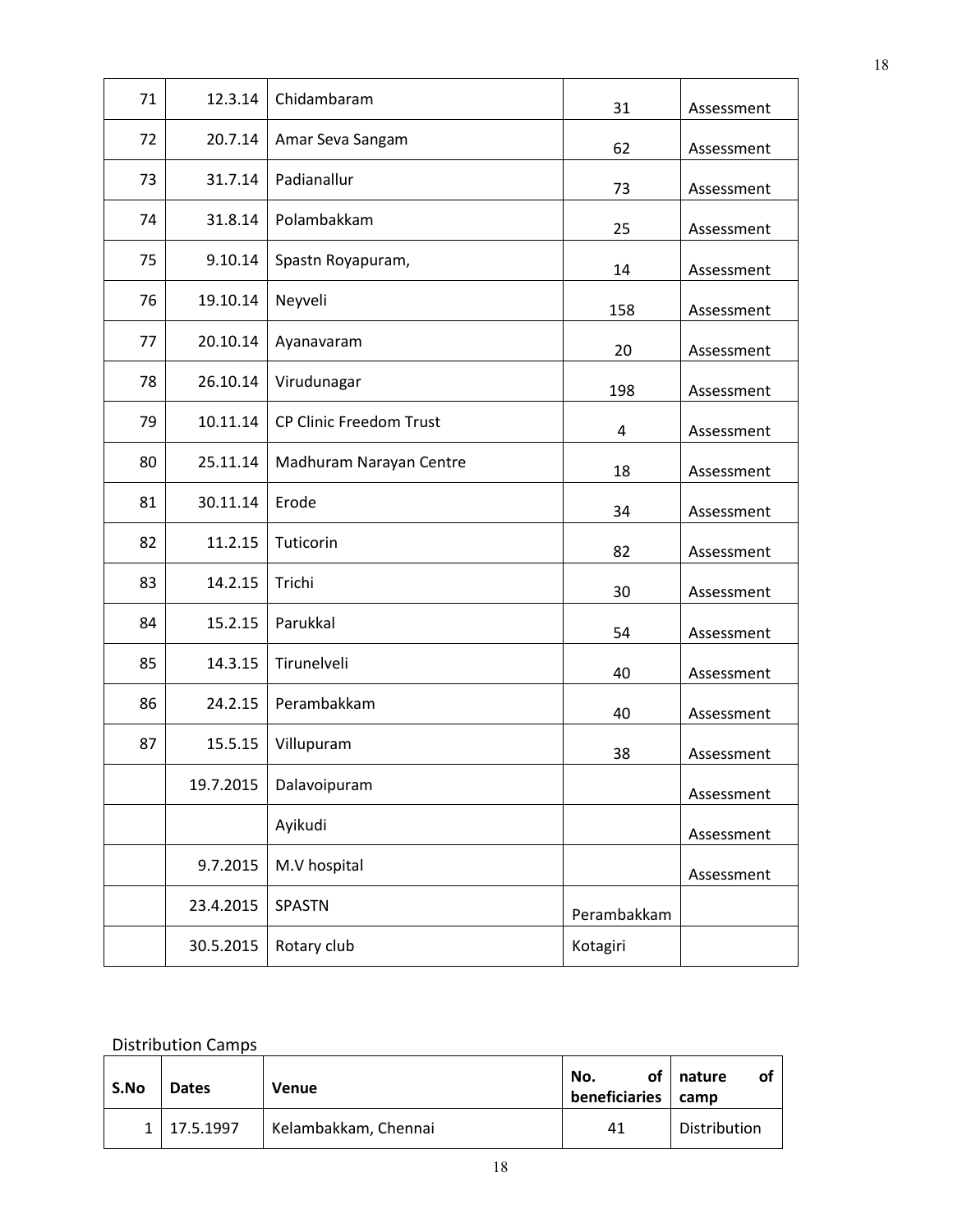| | | | | |
|---|---|---|---|---|
| 71 | 12.3.14 | Chidambaram | 31 | Assessment |
| 72 | 20.7.14 | Amar Seva Sangam | 62 | Assessment |
| 73 | 31.7.14 | Padianallur | 73 | Assessment |
| 74 | 31.8.14 | Polambakkam | 25 | Assessment |
| 75 | 9.10.14 | Spastn Royapuram, | 14 | Assessment |
| 76 | 19.10.14 | Neyveli | 158 | Assessment |
| 77 | 20.10.14 | Ayanavaram | 20 | Assessment |
| 78 | 26.10.14 | Virudunagar | 198 | Assessment |
| 79 | 10.11.14 | CP Clinic Freedom Trust | 4 | Assessment |
| 80 | 25.11.14 | Madhuram Narayan Centre | 18 | Assessment |
| 81 | 30.11.14 | Erode | 34 | Assessment |
| 82 | 11.2.15 | Tuticorin | 82 | Assessment |
| 83 | 14.2.15 | Trichi | 30 | Assessment |
| 84 | 15.2.15 | Parukkal | 54 | Assessment |
| 85 | 14.3.15 | Tirunelveli | 40 | Assessment |
| 86 | 24.2.15 | Perambakkam | 40 | Assessment |
| 87 | 15.5.15 | Villupuram | 38 | Assessment |
| | 19.7.2015 | Dalavoipuram | | Assessment |
| | | Ayikudi | | Assessment |
| | 9.7.2015 | M.V hospital | | Assessment |
| | 23.4.2015 | SPASTN | Perambakkam | |
| | 30.5.2015 | Rotary club | Kotagiri | |

Distribution Camps

| S.No | Dates | Venue | No. of beneficiaries | nature of camp |
|---|---|---|---|---|
| 1 | 17.5.1997 | Kelambakkam, Chennai | 41 | Distribution |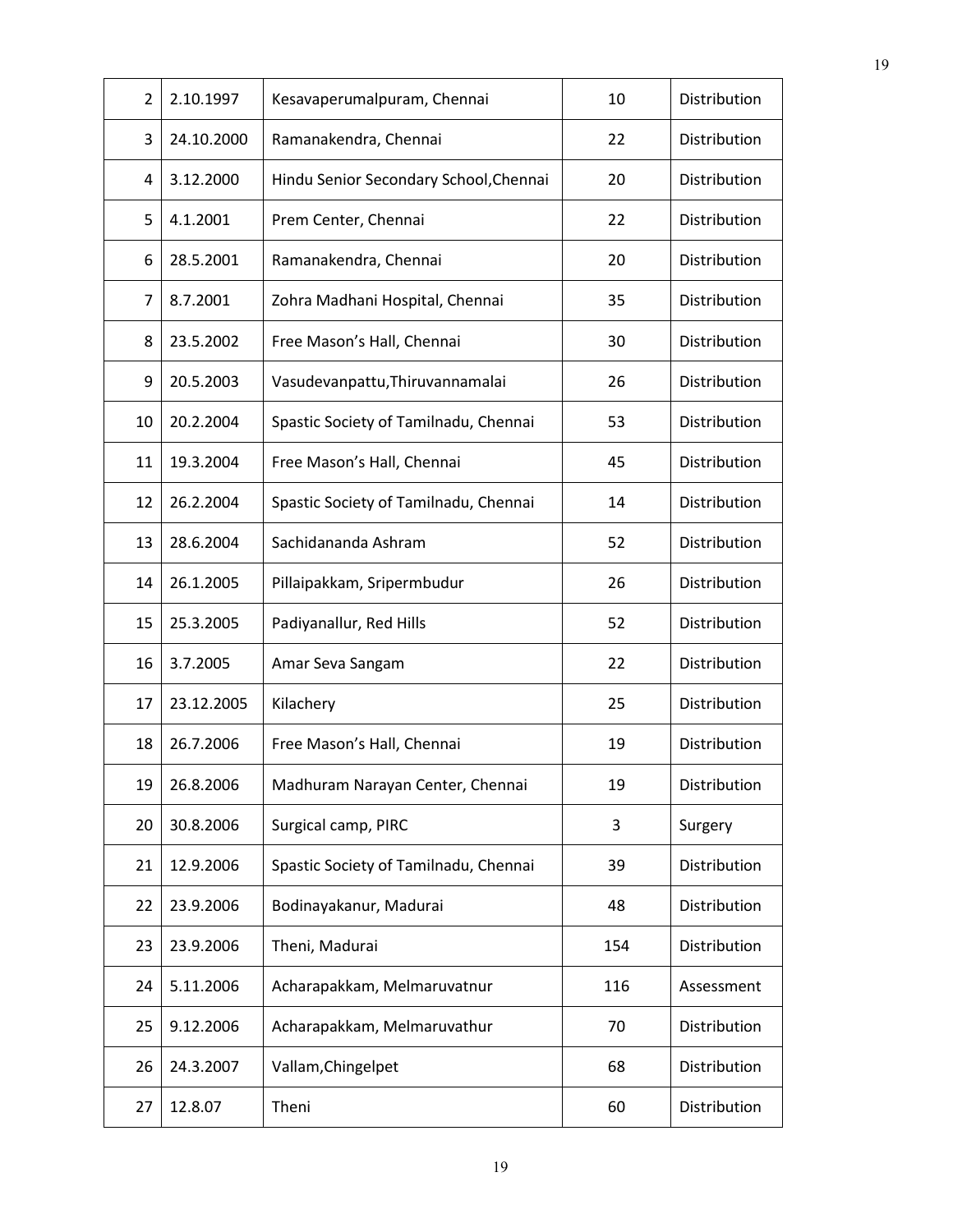| | | | | |
|---|---|---|---|---|
| 2 | 2.10.1997 | Kesavaperumalpuram, Chennai | 10 | Distribution |
| 3 | 24.10.2000 | Ramanakendra, Chennai | 22 | Distribution |
| 4 | 3.12.2000 | Hindu Senior Secondary School,Chennai | 20 | Distribution |
| 5 | 4.1.2001 | Prem Center, Chennai | 22 | Distribution |
| 6 | 28.5.2001 | Ramanakendra, Chennai | 20 | Distribution |
| 7 | 8.7.2001 | Zohra Madhani Hospital, Chennai | 35 | Distribution |
| 8 | 23.5.2002 | Free Mason's Hall, Chennai | 30 | Distribution |
| 9 | 20.5.2003 | Vasudevanpattu,Thiruvannamalai | 26 | Distribution |
| 10 | 20.2.2004 | Spastic Society of Tamilnadu, Chennai | 53 | Distribution |
| 11 | 19.3.2004 | Free Mason's Hall, Chennai | 45 | Distribution |
| 12 | 26.2.2004 | Spastic Society of Tamilnadu, Chennai | 14 | Distribution |
| 13 | 28.6.2004 | Sachidananda Ashram | 52 | Distribution |
| 14 | 26.1.2005 | Pillaipakkam, Sripermbudur | 26 | Distribution |
| 15 | 25.3.2005 | Padiyanallur, Red Hills | 52 | Distribution |
| 16 | 3.7.2005 | Amar Seva Sangam | 22 | Distribution |
| 17 | 23.12.2005 | Kilachery | 25 | Distribution |
| 18 | 26.7.2006 | Free Mason's Hall, Chennai | 19 | Distribution |
| 19 | 26.8.2006 | Madhuram Narayan Center, Chennai | 19 | Distribution |
| 20 | 30.8.2006 | Surgical camp, PIRC | 3 | Surgery |
| 21 | 12.9.2006 | Spastic Society of Tamilnadu, Chennai | 39 | Distribution |
| 22 | 23.9.2006 | Bodinayakanur, Madurai | 48 | Distribution |
| 23 | 23.9.2006 | Theni, Madurai | 154 | Distribution |
| 24 | 5.11.2006 | Acharapakkam, Melmaruvatnur | 116 | Assessment |
| 25 | 9.12.2006 | Acharapakkam, Melmaruvathur | 70 | Distribution |
| 26 | 24.3.2007 | Vallam,Chingelpet | 68 | Distribution |
| 27 | 12.8.07 | Theni | 60 | Distribution |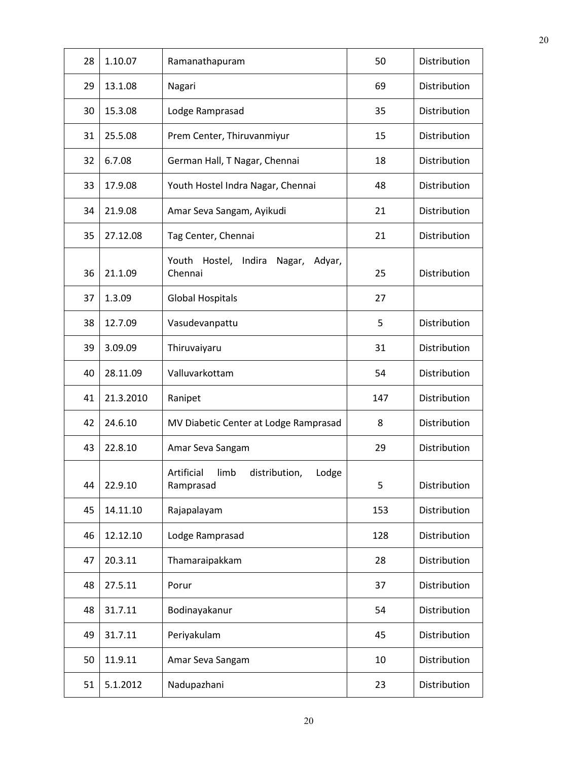| 28 | 1.10.07 | Ramanathapuram | 50 | Distribution |
|---|---|---|---|---|
| 29 | 13.1.08 | Nagari | 69 | Distribution |
| 30 | 15.3.08 | Lodge Ramprasad | 35 | Distribution |
| 31 | 25.5.08 | Prem Center, Thiruvanmiyur | 15 | Distribution |
| 32 | 6.7.08 | German Hall, T Nagar, Chennai | 18 | Distribution |
| 33 | 17.9.08 | Youth Hostel Indra Nagar, Chennai | 48 | Distribution |
| 34 | 21.9.08 | Amar Seva Sangam, Ayikudi | 21 | Distribution |
| 35 | 27.12.08 | Tag Center, Chennai | 21 | Distribution |
| 36 | 21.1.09 | Youth Hostel, Indira Nagar, Adyar, Chennai | 25 | Distribution |
| 37 | 1.3.09 | Global Hospitals | 27 | |
| 38 | 12.7.09 | Vasudevanpattu | 5 | Distribution |
| 39 | 3.09.09 | Thiruvaiyaru | 31 | Distribution |
| 40 | 28.11.09 | Valluvarkottam | 54 | Distribution |
| 41 | 21.3.2010 | Ranipet | 147 | Distribution |
| 42 | 24.6.10 | MV Diabetic Center at Lodge Ramprasad | 8 | Distribution |
| 43 | 22.8.10 | Amar Seva Sangam | 29 | Distribution |
| 44 | 22.9.10 | Artificial limb distribution, Lodge Ramprasad | 5 | Distribution |
| 45 | 14.11.10 | Rajapalayam | 153 | Distribution |
| 46 | 12.12.10 | Lodge Ramprasad | 128 | Distribution |
| 47 | 20.3.11 | Thamaraipakkam | 28 | Distribution |
| 48 | 27.5.11 | Porur | 37 | Distribution |
| 48 | 31.7.11 | Bodinayakanur | 54 | Distribution |
| 49 | 31.7.11 | Periyakulam | 45 | Distribution |
| 50 | 11.9.11 | Amar Seva Sangam | 10 | Distribution |
| 51 | 5.1.2012 | Nadupazhani | 23 | Distribution |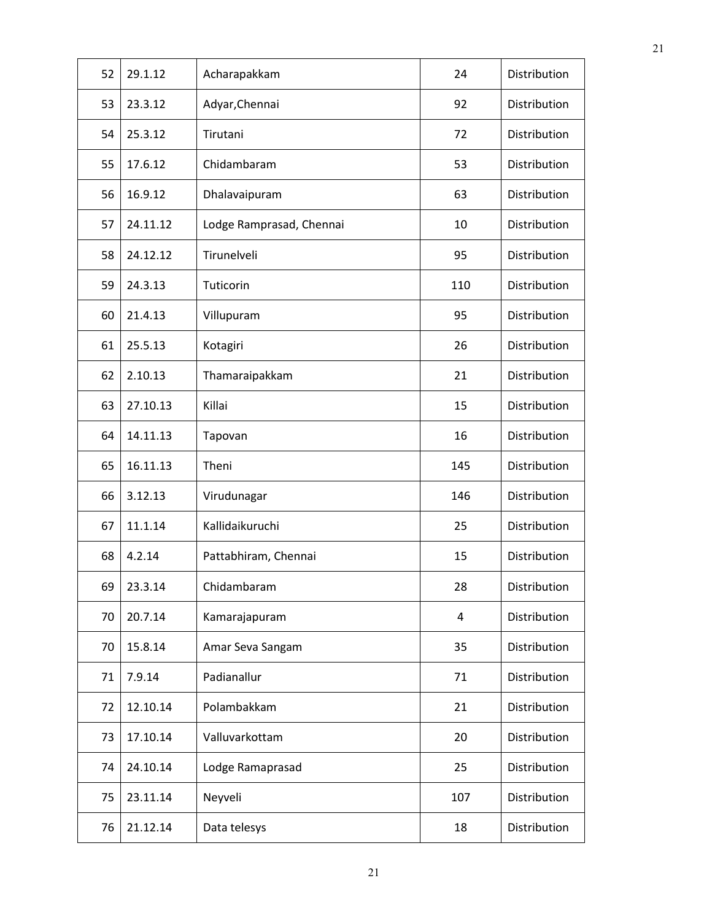| 52 | 29.1.12 | Acharapakkam | 24 | Distribution |
|---|---|---|---|---|
| 53 | 23.3.12 | Adyar,Chennai | 92 | Distribution |
| 54 | 25.3.12 | Tirutani | 72 | Distribution |
| 55 | 17.6.12 | Chidambaram | 53 | Distribution |
| 56 | 16.9.12 | Dhalavaipuram | 63 | Distribution |
| 57 | 24.11.12 | Lodge Ramprasad, Chennai | 10 | Distribution |
| 58 | 24.12.12 | Tirunelveli | 95 | Distribution |
| 59 | 24.3.13 | Tuticorin | 110 | Distribution |
| 60 | 21.4.13 | Villupuram | 95 | Distribution |
| 61 | 25.5.13 | Kotagiri | 26 | Distribution |
| 62 | 2.10.13 | Thamaraipakkam | 21 | Distribution |
| 63 | 27.10.13 | Killai | 15 | Distribution |
| 64 | 14.11.13 | Tapovan | 16 | Distribution |
| 65 | 16.11.13 | Theni | 145 | Distribution |
| 66 | 3.12.13 | Virudunagar | 146 | Distribution |
| 67 | 11.1.14 | Kallidaikuruchi | 25 | Distribution |
| 68 | 4.2.14 | Pattabhiram, Chennai | 15 | Distribution |
| 69 | 23.3.14 | Chidambaram | 28 | Distribution |
| 70 | 20.7.14 | Kamarajapuram | 4 | Distribution |
| 70 | 15.8.14 | Amar Seva Sangam | 35 | Distribution |
| 71 | 7.9.14 | Padianallur | 71 | Distribution |
| 72 | 12.10.14 | Polambakkam | 21 | Distribution |
| 73 | 17.10.14 | Valluvarkottam | 20 | Distribution |
| 74 | 24.10.14 | Lodge Ramaprasad | 25 | Distribution |
| 75 | 23.11.14 | Neyveli | 107 | Distribution |
| 76 | 21.12.14 | Data telesys | 18 | Distribution |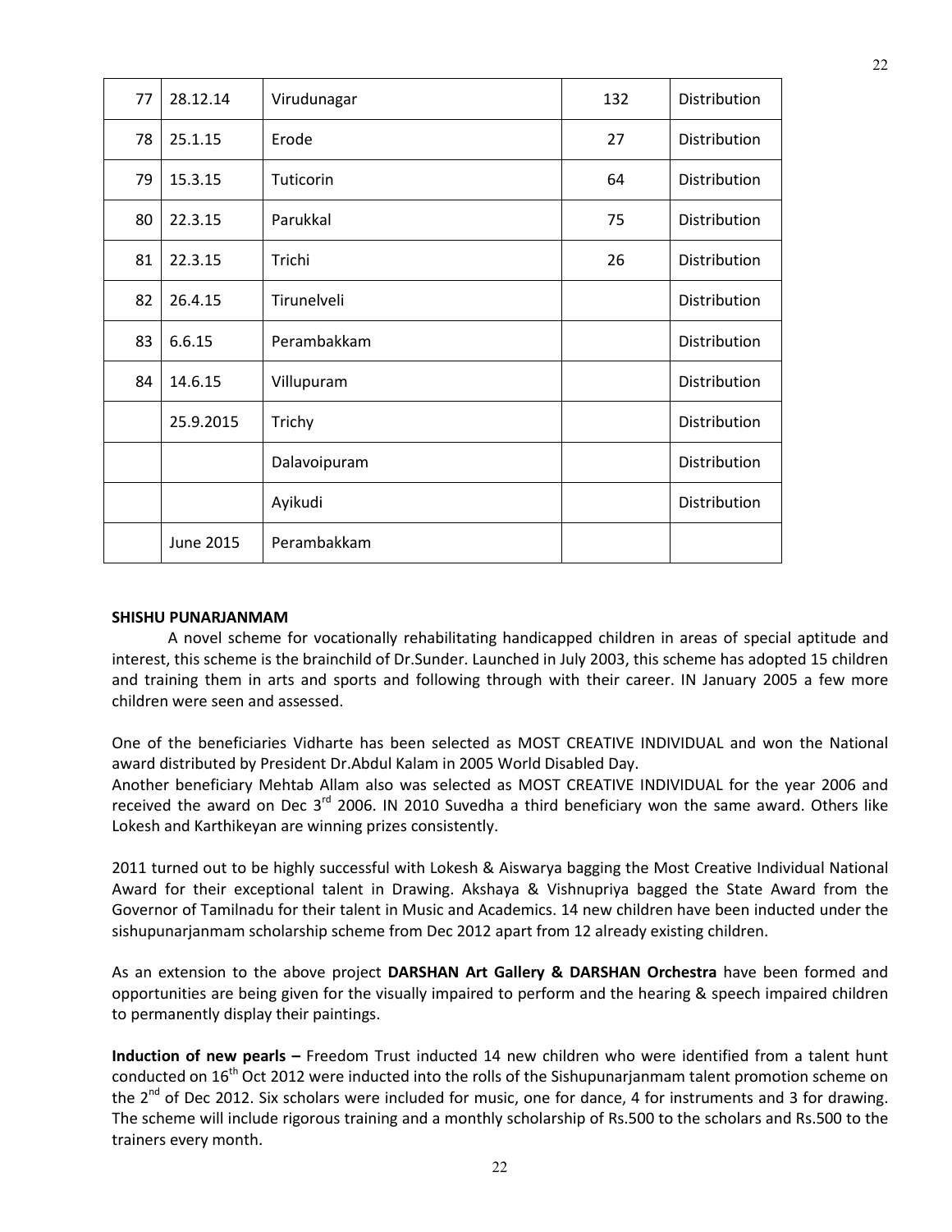| 77 | 28.12.14 | Virudunagar | 132 | Distribution |
|---|---|---|---|---|
| 78 | 25.1.15 | Erode | 27 | Distribution |
| 79 | 15.3.15 | Tuticorin | 64 | Distribution |
| 80 | 22.3.15 | Parukkal | 75 | Distribution |
| 81 | 22.3.15 | Trichi | 26 | Distribution |
| 82 | 26.4.15 | Tirunelveli | | Distribution |
| 83 | 6.6.15 | Perambakkam | | Distribution |
| 84 | 14.6.15 | Villupuram | | Distribution |
| | 25.9.2015 | Trichy | | Distribution |
| | | Dalavoipuram | | Distribution |
| | | Ayikudi | | Distribution |
| | June 2015 | Perambakkam | | |

**SHISHU PUNARJANMAM**

A novel scheme for vocationally rehabilitating handicapped children in areas of special aptitude and interest, this scheme is the brainchild of Dr.Sunder. Launched in July 2003, this scheme has adopted 15 children and training them in arts and sports and following through with their career. IN January 2005 a few more children were seen and assessed.

One of the beneficiaries Vidharte has been selected as MOST CREATIVE INDIVIDUAL and won the National award distributed by President Dr.Abdul Kalam in 2005 World Disabled Day.
Another beneficiary Mehtab Allam also was selected as MOST CREATIVE INDIVIDUAL for the year 2006 and received the award on Dec 3rd 2006. IN 2010 Suvedha a third beneficiary won the same award. Others like Lokesh and Karthikeyan are winning prizes consistently.

2011 turned out to be highly successful with Lokesh & Aiswarya bagging the Most Creative Individual National Award for their exceptional talent in Drawing. Akshaya & Vishnupriya bagged the State Award from the Governor of Tamilnadu for their talent in Music and Academics. 14 new children have been inducted under the sishupunarjanmam scholarship scheme from Dec 2012 apart from 12 already existing children.

As an extension to the above project **DARSHAN Art Gallery & DARSHAN Orchestra** have been formed and opportunities are being given for the visually impaired to perform and the hearing & speech impaired children to permanently display their paintings.

**Induction of new pearls –** Freedom Trust inducted 14 new children who were identified from a talent hunt conducted on 16th Oct 2012 were inducted into the rolls of the Sishupunarjanmam talent promotion scheme on the 2nd of Dec 2012. Six scholars were included for music, one for dance, 4 for instruments and 3 for drawing. The scheme will include rigorous training and a monthly scholarship of Rs.500 to the scholars and Rs.500 to the trainers every month.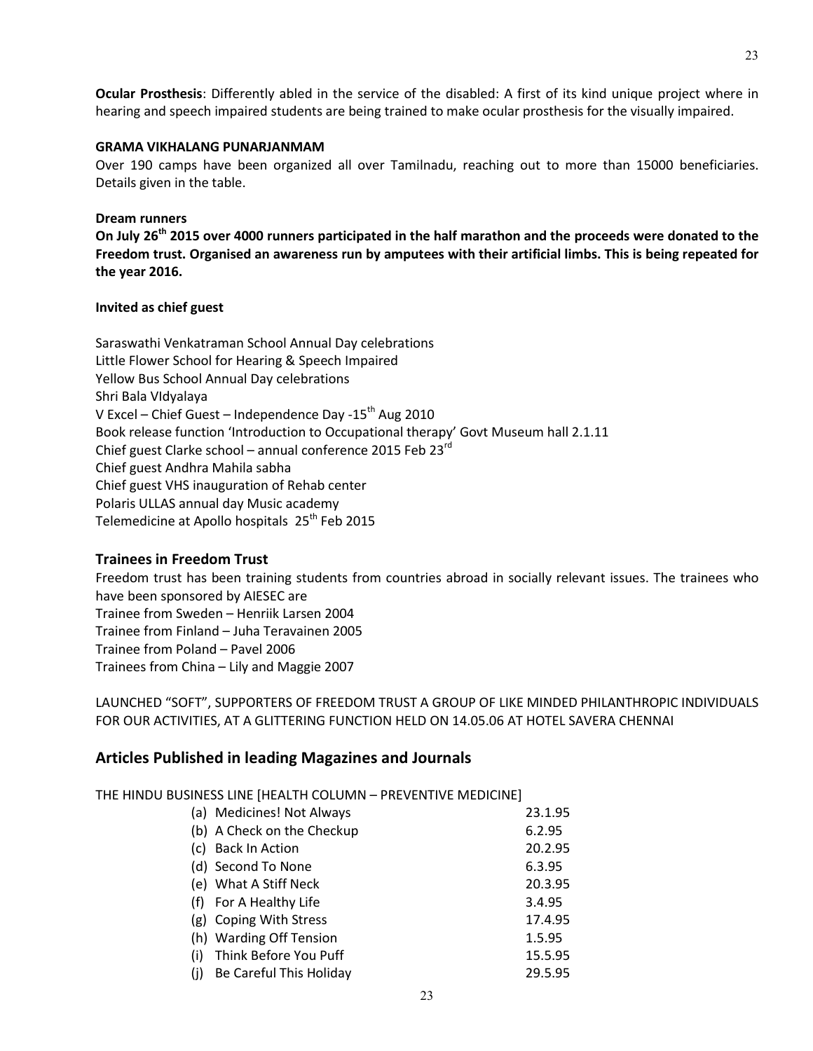**Ocular Prosthesis**: Differently abled in the service of the disabled: A first of its kind unique project where in hearing and speech impaired students are being trained to make ocular prosthesis for the visually impaired.

**GRAMA VIKHALANG PUNARJANMAM**

Over 190 camps have been organized all over Tamilnadu, reaching out to more than 15000 beneficiaries. Details given in the table.

**Dream runners**

**On July 26th 2015 over 4000 runners participated in the half marathon and the proceeds were donated to the Freedom trust. Organised an awareness run by amputees with their artificial limbs. This is being repeated for the year 2016.**

**Invited as chief guest**

Saraswathi Venkatraman School Annual Day celebrations
Little Flower School for Hearing & Speech Impaired
Yellow Bus School Annual Day celebrations
Shri Bala VIdyalaya
V Excel – Chief Guest – Independence Day -15th Aug 2010
Book release function 'Introduction to Occupational therapy' Govt Museum hall 2.1.11
Chief guest Clarke school – annual conference 2015 Feb 23rd
Chief guest Andhra Mahila sabha
Chief guest VHS inauguration of Rehab center
Polaris ULLAS annual day Music academy
Telemedicine at Apollo hospitals 25th Feb 2015

## Trainees in Freedom Trust

Freedom trust has been training students from countries abroad in socially relevant issues. The trainees who have been sponsored by AIESEC are
Trainee from Sweden – Henriik Larsen 2004
Trainee from Finland – Juha Teravainen 2005
Trainee from Poland – Pavel 2006
Trainees from China – Lily and Maggie 2007

LAUNCHED "SOFT", SUPPORTERS OF FREEDOM TRUST A GROUP OF LIKE MINDED PHILANTHROPIC INDIVIDUALS FOR OUR ACTIVITIES, AT A GLITTERING FUNCTION HELD ON 14.05.06 AT HOTEL SAVERA CHENNAI

## Articles Published in leading Magazines and Journals

THE HINDU BUSINESS LINE [HEALTH COLUMN – PREVENTIVE MEDICINE]

(a) Medicines! Not Always 23.1.95
(b) A Check on the Checkup 6.2.95
(c) Back In Action 20.2.95
(d) Second To None 6.3.95
(e) What A Stiff Neck 20.3.95
(f) For A Healthy Life 3.4.95
(g) Coping With Stress 17.4.95
(h) Warding Off Tension 1.5.95
(i) Think Before You Puff 15.5.95
(j) Be Careful This Holiday 29.5.95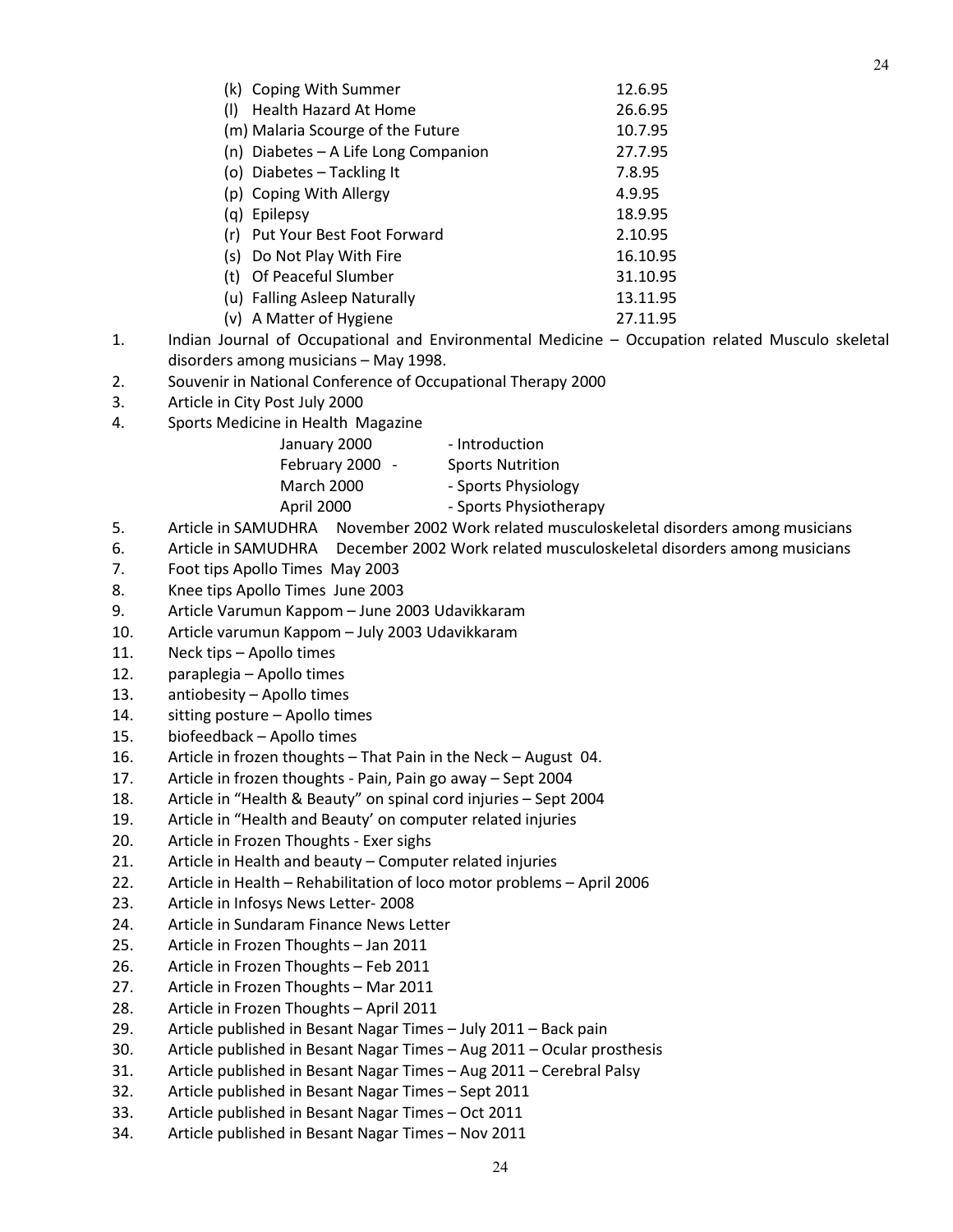(k) Coping With Summer 12.6.95
(l) Health Hazard At Home 26.6.95
(m) Malaria Scourge of the Future 10.7.95
(n) Diabetes – A Life Long Companion 27.7.95
(o) Diabetes – Tackling It 7.8.95
(p) Coping With Allergy 4.9.95
(q) Epilepsy 18.9.95
(r) Put Your Best Foot Forward 2.10.95
(s) Do Not Play With Fire 16.10.95
(t) Of Peaceful Slumber 31.10.95
(u) Falling Asleep Naturally 13.11.95
(v) A Matter of Hygiene 27.11.95

1. Indian Journal of Occupational and Environmental Medicine – Occupation related Musculo skeletal disorders among musicians – May 1998.
2. Souvenir in National Conference of Occupational Therapy 2000
3. Article in City Post July 2000
4. Sports Medicine in Health Magazine

   January 2000 - Introduction
   February 2000 - Sports Nutrition
   March 2000 - Sports Physiology
   April 2000 - Sports Physiotherapy

5. Article in SAMUDHRA November 2002 Work related musculoskeletal disorders among musicians
6. Article in SAMUDHRA December 2002 Work related musculoskeletal disorders among musicians
7. Foot tips Apollo Times May 2003
8. Knee tips Apollo Times June 2003
9. Article Varumun Kappom – June 2003 Udavikkaram
10. Article varumun Kappom – July 2003 Udavikkaram
11. Neck tips – Apollo times
12. paraplegia – Apollo times
13. antiobesity – Apollo times
14. sitting posture – Apollo times
15. biofeedback – Apollo times
16. Article in frozen thoughts – That Pain in the Neck – August 04.
17. Article in frozen thoughts - Pain, Pain go away – Sept 2004
18. Article in "Health & Beauty" on spinal cord injuries – Sept 2004
19. Article in "Health and Beauty' on computer related injuries
20. Article in Frozen Thoughts - Exer sighs
21. Article in Health and beauty – Computer related injuries
22. Article in Health – Rehabilitation of loco motor problems – April 2006
23. Article in Infosys News Letter- 2008
24. Article in Sundaram Finance News Letter
25. Article in Frozen Thoughts – Jan 2011
26. Article in Frozen Thoughts – Feb 2011
27. Article in Frozen Thoughts – Mar 2011
28. Article in Frozen Thoughts – April 2011
29. Article published in Besant Nagar Times – July 2011 – Back pain
30. Article published in Besant Nagar Times – Aug 2011 – Ocular prosthesis
31. Article published in Besant Nagar Times – Aug 2011 – Cerebral Palsy
32. Article published in Besant Nagar Times – Sept 2011
33. Article published in Besant Nagar Times – Oct 2011
34. Article published in Besant Nagar Times – Nov 2011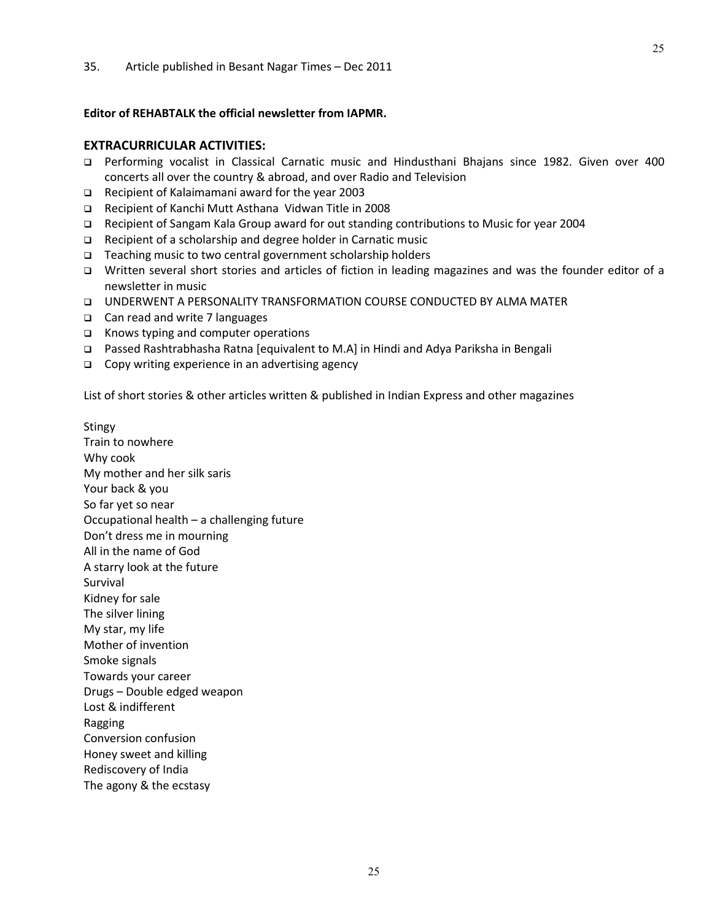35. Article published in Besant Nagar Times – Dec 2011

**Editor of REHABTALK the official newsletter from IAPMR.**

## EXTRACURRICULAR ACTIVITIES:

- Performing vocalist in Classical Carnatic music and Hindusthani Bhajans since 1982. Given over 400 concerts all over the country & abroad, and over Radio and Television
- Recipient of Kalaimamani award for the year 2003
- Recipient of Kanchi Mutt Asthana Vidwan Title in 2008
- Recipient of Sangam Kala Group award for out standing contributions to Music for year 2004
- Recipient of a scholarship and degree holder in Carnatic music
- Teaching music to two central government scholarship holders
- Written several short stories and articles of fiction in leading magazines and was the founder editor of a newsletter in music
- UNDERWENT A PERSONALITY TRANSFORMATION COURSE CONDUCTED BY ALMA MATER
- Can read and write 7 languages
- Knows typing and computer operations
- Passed Rashtrabhasha Ratna [equivalent to M.A] in Hindi and Adya Pariksha in Bengali
- Copy writing experience in an advertising agency

List of short stories & other articles written & published in Indian Express and other magazines

Stingy
Train to nowhere
Why cook
My mother and her silk saris
Your back & you
So far yet so near
Occupational health – a challenging future
Don't dress me in mourning
All in the name of God
A starry look at the future
Survival
Kidney for sale
The silver lining
My star, my life
Mother of invention
Smoke signals
Towards your career
Drugs – Double edged weapon
Lost & indifferent
Ragging
Conversion confusion
Honey sweet and killing
Rediscovery of India
The agony & the ecstasy